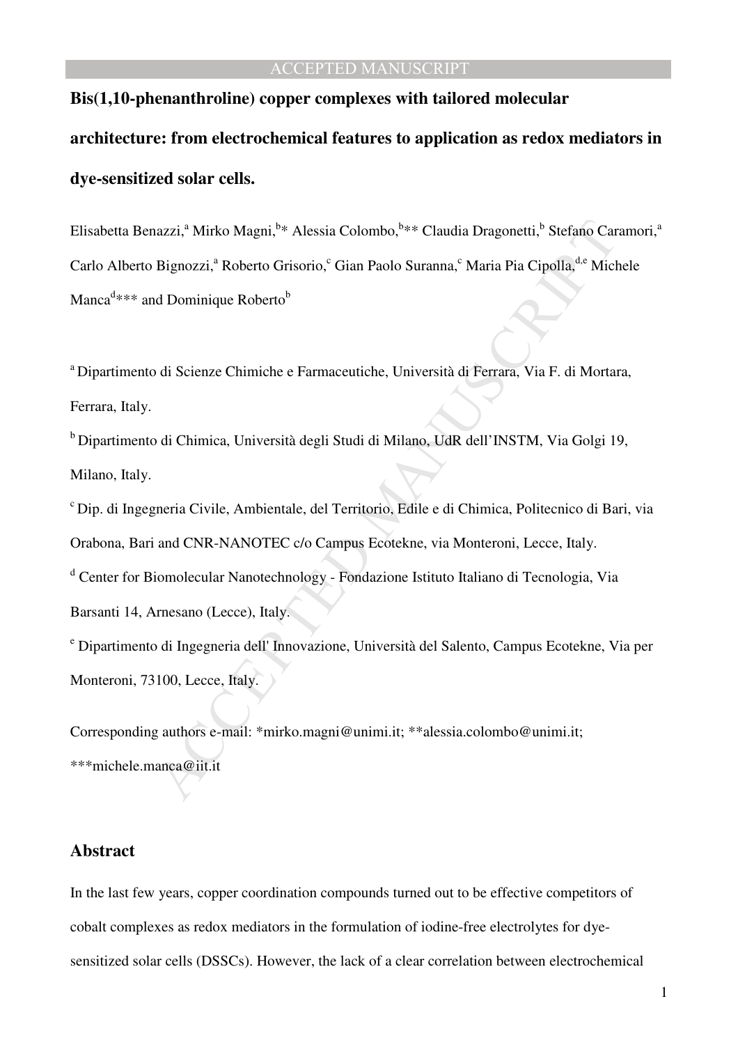# Bis(1,10-phenanthroline) copper complexes with tailored molecular architecture: from electrochemical features to application as redox mediators in dye-sensitized solar cells.

Elisabetta Benazzi,[a] Mirko Magni,[b]* Alessia Colombo,[b]** Claudia Dragonetti,[b] Stefano Caramori,[a] Carlo Alberto Bignozzi,[a] Roberto Grisorio,[c] Gian Paolo Suranna,[c] Maria Pia Cipolla,[d,e] Michele Manca[d]*** and Dominique Roberto[b]

[a] Dipartimento di Scienze Chimiche e Farmaceutiche, Università di Ferrara, Via F. di Mortara, Ferrara, Italy.

[b] Dipartimento di Chimica, Università degli Studi di Milano, UdR dell'INSTM, Via Golgi 19, Milano, Italy.

[c] Dip. di Ingegneria Civile, Ambientale, del Territorio, Edile e di Chimica, Politecnico di Bari, via Orabona, Bari and CNR-NANOTEC c/o Campus Ecotekne, via Monteroni, Lecce, Italy.

[d] Center for Biomolecular Nanotechnology - Fondazione Istituto Italiano di Tecnologia, Via Barsanti 14, Arnesano (Lecce), Italy.

[e] Dipartimento di Ingegneria dell' Innovazione, Università del Salento, Campus Ecotekne, Via per Monteroni, 73100, Lecce, Italy.

Corresponding authors e-mail: *mirko.magni@unimi.it; **alessia.colombo@unimi.it; ***michele.manca@iit.it

## Abstract

In the last few years, copper coordination compounds turned out to be effective competitors of cobalt complexes as redox mediators in the formulation of iodine-free electrolytes for dye-sensitized solar cells (DSSCs). However, the lack of a clear correlation between electrochemical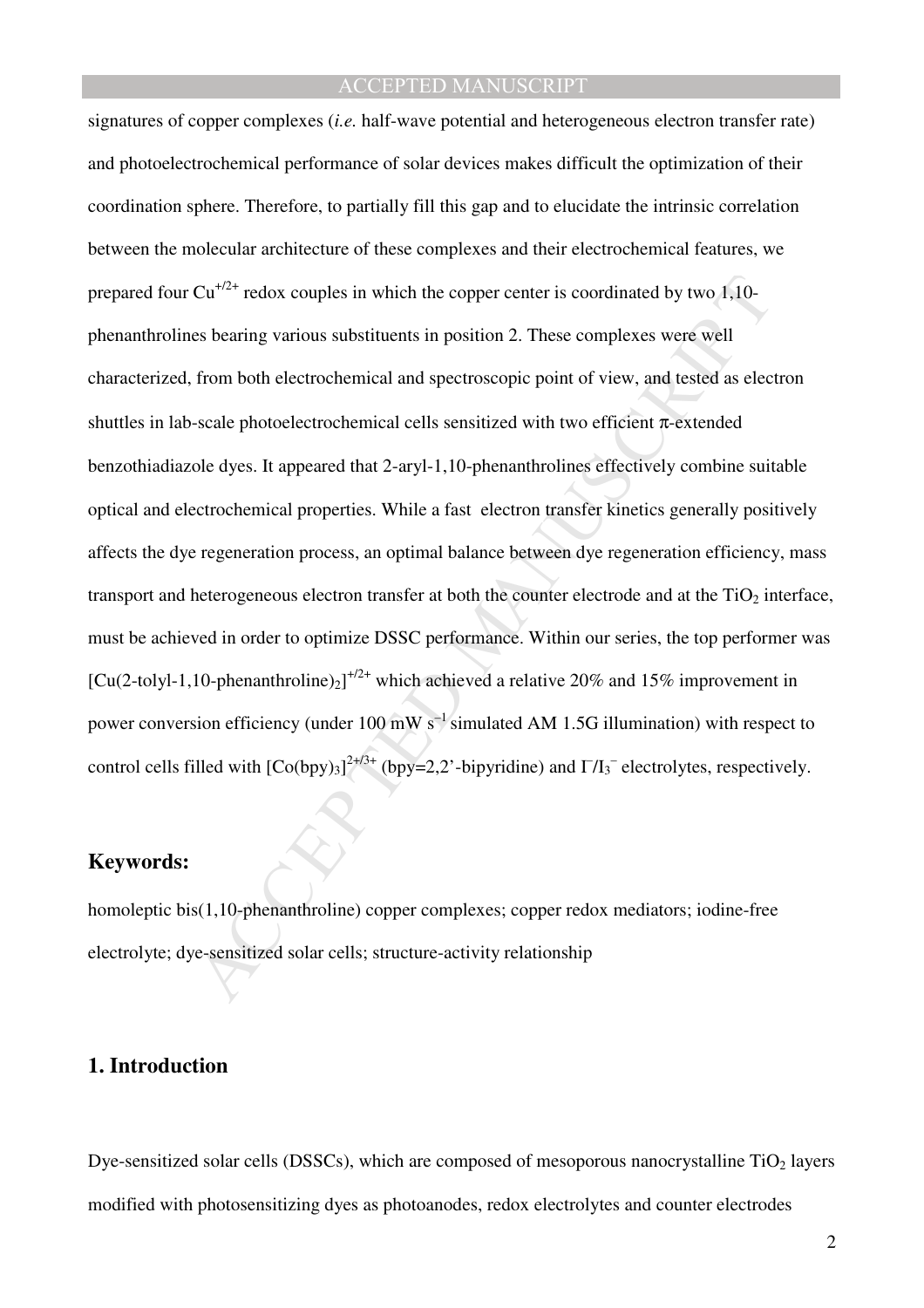signatures of copper complexes (*i.e.* half-wave potential and heterogeneous electron transfer rate) and photoelectrochemical performance of solar devices makes difficult the optimization of their coordination sphere. Therefore, to partially fill this gap and to elucidate the intrinsic correlation between the molecular architecture of these complexes and their electrochemical features, we prepared four $Cu^{+/2+}$ redox couples in which the copper center is coordinated by two 1,10-phenanthrolines bearing various substituents in position 2. These complexes were well characterized, from both electrochemical and spectroscopic point of view, and tested as electron shuttles in lab-scale photoelectrochemical cells sensitized with two efficient π-extended benzothiadiazole dyes. It appeared that 2-aryl-1,10-phenanthrolines effectively combine suitable optical and electrochemical properties. While a fast electron transfer kinetics generally positively affects the dye regeneration process, an optimal balance between dye regeneration efficiency, mass transport and heterogeneous electron transfer at both the counter electrode and at the $TiO_2$ interface, must be achieved in order to optimize DSSC performance. Within our series, the top performer was $[Cu(2\text{-tolyl-}1,10\text{-phenanthroline})_2]^{+/2+}$ which achieved a relative 20% and 15% improvement in power conversion efficiency (under 100 mW $s^{-1}$ simulated AM 1.5G illumination) with respect to control cells filled with $[Co(bpy)_3]^{2+/3+}$ (bpy=2,2'-bipyridine) and $I^-/I_3^-$ electrolytes, respectively.

## Keywords:

homoleptic bis(1,10-phenanthroline) copper complexes; copper redox mediators; iodine-free electrolyte; dye-sensitized solar cells; structure-activity relationship

## 1. Introduction

Dye-sensitized solar cells (DSSCs), which are composed of mesoporous nanocrystalline $TiO_2$ layers modified with photosensitizing dyes as photoanodes, redox electrolytes and counter electrodes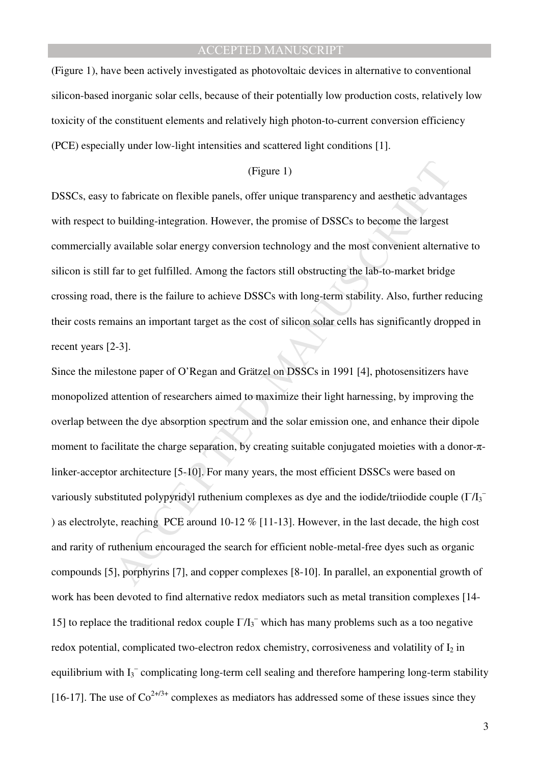(Figure 1), have been actively investigated as photovoltaic devices in alternative to conventional silicon-based inorganic solar cells, because of their potentially low production costs, relatively low toxicity of the constituent elements and relatively high photon-to-current conversion efficiency (PCE) especially under low-light intensities and scattered light conditions [1].

(Figure 1)

DSSCs, easy to fabricate on flexible panels, offer unique transparency and aesthetic advantages with respect to building-integration. However, the promise of DSSCs to become the largest commercially available solar energy conversion technology and the most convenient alternative to silicon is still far to get fulfilled. Among the factors still obstructing the lab-to-market bridge crossing road, there is the failure to achieve DSSCs with long-term stability. Also, further reducing their costs remains an important target as the cost of silicon solar cells has significantly dropped in recent years [2-3].

Since the milestone paper of O'Regan and Grätzel on DSSCs in 1991 [4], photosensitizers have monopolized attention of researchers aimed to maximize their light harnessing, by improving the overlap between the dye absorption spectrum and the solar emission one, and enhance their dipole moment to facilitate the charge separation, by creating suitable conjugated moieties with a donor-π-linker-acceptor architecture [5-10]. For many years, the most efficient DSSCs were based on variously substituted polypyridyl ruthenium complexes as dye and the iodide/triiodide couple ($I^-/I_3^-$) as electrolyte, reaching PCE around 10-12 % [11-13]. However, in the last decade, the high cost and rarity of ruthenium encouraged the search for efficient noble-metal-free dyes such as organic compounds [5], porphyrins [7], and copper complexes [8-10]. In parallel, an exponential growth of work has been devoted to find alternative redox mediators such as metal transition complexes [14-15] to replace the traditional redox couple $I^-/I_3^-$ which has many problems such as a too negative redox potential, complicated two-electron redox chemistry, corrosiveness and volatility of $I_2$ in equilibrium with $I_3^-$ complicating long-term cell sealing and therefore hampering long-term stability [16-17]. The use of $Co^{2+/3+}$ complexes as mediators has addressed some of these issues since they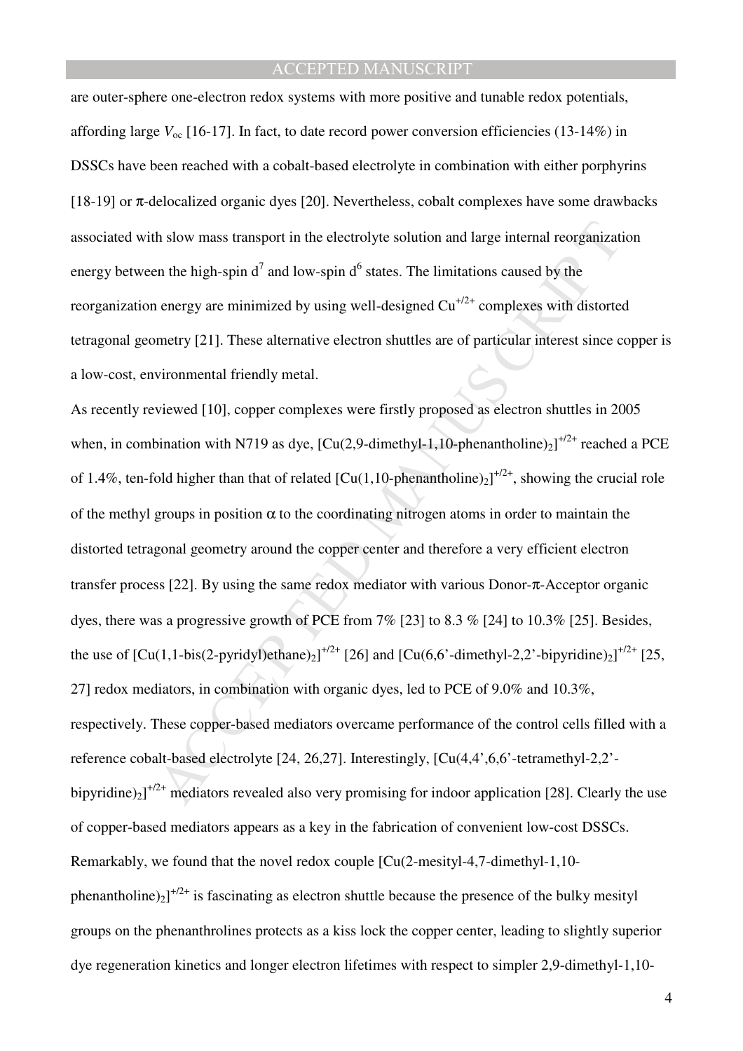are outer-sphere one-electron redox systems with more positive and tunable redox potentials, affording large $V_{oc}$ [16-17]. In fact, to date record power conversion efficiencies (13-14%) in DSSCs have been reached with a cobalt-based electrolyte in combination with either porphyrins [18-19] or π-delocalized organic dyes [20]. Nevertheless, cobalt complexes have some drawbacks associated with slow mass transport in the electrolyte solution and large internal reorganization energy between the high-spin $d^7$ and low-spin $d^6$ states. The limitations caused by the reorganization energy are minimized by using well-designed $Cu^{+/2+}$ complexes with distorted tetragonal geometry [21]. These alternative electron shuttles are of particular interest since copper is a low-cost, environmental friendly metal.

As recently reviewed [10], copper complexes were firstly proposed as electron shuttles in 2005 when, in combination with N719 as dye, $[Cu(2,9\text{-dimethyl-1,10-phenantholine})_2]^{+/2+}$ reached a PCE of 1.4%, ten-fold higher than that of related $[Cu(1,10\text{-phenantholine})_2]^{+/2+}$, showing the crucial role of the methyl groups in position α to the coordinating nitrogen atoms in order to maintain the distorted tetragonal geometry around the copper center and therefore a very efficient electron transfer process [22]. By using the same redox mediator with various Donor-π-Acceptor organic dyes, there was a progressive growth of PCE from 7% [23] to 8.3 % [24] to 10.3% [25]. Besides, the use of $[Cu(1,1\text{-bis(2-pyridyl)ethane})_2]^{+/2+}$ [26] and $[Cu(6,6'\text{-dimethyl-2,2'-bipyridine})_2]^{+/2+}$ [25, 27] redox mediators, in combination with organic dyes, led to PCE of 9.0% and 10.3%, respectively. These copper-based mediators overcame performance of the control cells filled with a reference cobalt-based electrolyte [24, 26,27]. Interestingly, $[Cu(4,4',6,6'\text{-tetramethyl-2,2'-bipyridine})_2]^{+/2+}$ mediators revealed also very promising for indoor application [28]. Clearly the use of copper-based mediators appears as a key in the fabrication of convenient low-cost DSSCs. Remarkably, we found that the novel redox couple $[Cu(2\text{-mesityl-4,7-dimethyl-1,10-phenantholine})_2]^{+/2+}$ is fascinating as electron shuttle because the presence of the bulky mesityl groups on the phenanthrolines protects as a kiss lock the copper center, leading to slightly superior dye regeneration kinetics and longer electron lifetimes with respect to simpler 2,9-dimethyl-1,10-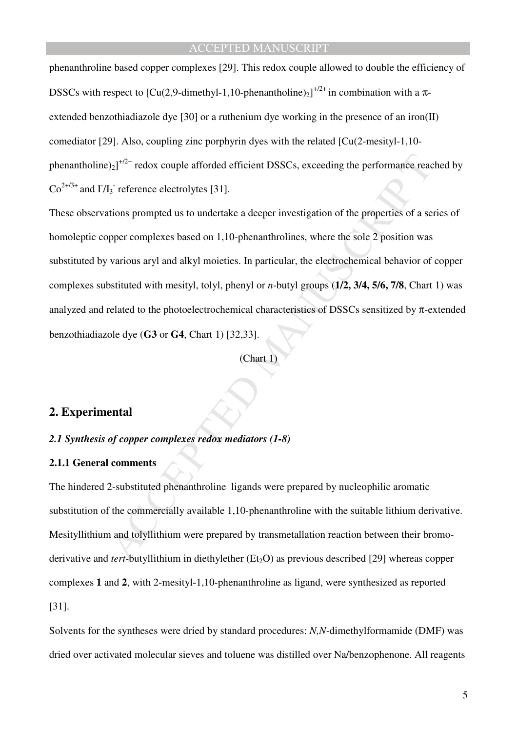phenanthroline based copper complexes [29]. This redox couple allowed to double the efficiency of DSSCs with respect to $[Cu(2,9\text{-dimethyl-1,10-phenantholine})_2]^{+/2+}$ in combination with a π-extended benzothiadiazole dye [30] or a ruthenium dye working in the presence of an iron(II) comediator [29]. Also, coupling zinc porphyrin dyes with the related $[Cu(2\text{-mesityl-1,10-phenantholine})_2]^{+/2+}$ redox couple afforded efficient DSSCs, exceeding the performance reached by $Co^{2+/3+}$ and $I^-/I_3^-$ reference electrolytes [31].

These observations prompted us to undertake a deeper investigation of the properties of a series of homoleptic copper complexes based on 1,10-phenanthrolines, where the sole 2 position was substituted by various aryl and alkyl moieties. In particular, the electrochemical behavior of copper complexes substituted with mesityl, tolyl, phenyl or *n*-butyl groups (**1/2, 3/4, 5/6, 7/8**, Chart 1) was analyzed and related to the photoelectrochemical characteristics of DSSCs sensitized by π-extended benzothiadiazole dye (**G3** or **G4**, Chart 1) [32,33].

(Chart 1)

## 2. Experimental

### *2.1 Synthesis of copper complexes redox mediators (1-8)*

#### 2.1.1 General comments

The hindered 2-substituted phenanthroline ligands were prepared by nucleophilic aromatic substitution of the commercially available 1,10-phenanthroline with the suitable lithium derivative. Mesityllithium and tolyllithium were prepared by transmetallation reaction between their bromo-derivative and *tert*-butyllithium in diethylether ($Et_2O$) as previous described [29] whereas copper complexes **1** and **2**, with 2-mesityl-1,10-phenanthroline as ligand, were synthesized as reported [31].

Solvents for the syntheses were dried by standard procedures: *N,N*-dimethylformamide (DMF) was dried over activated molecular sieves and toluene was distilled over Na/benzophenone. All reagents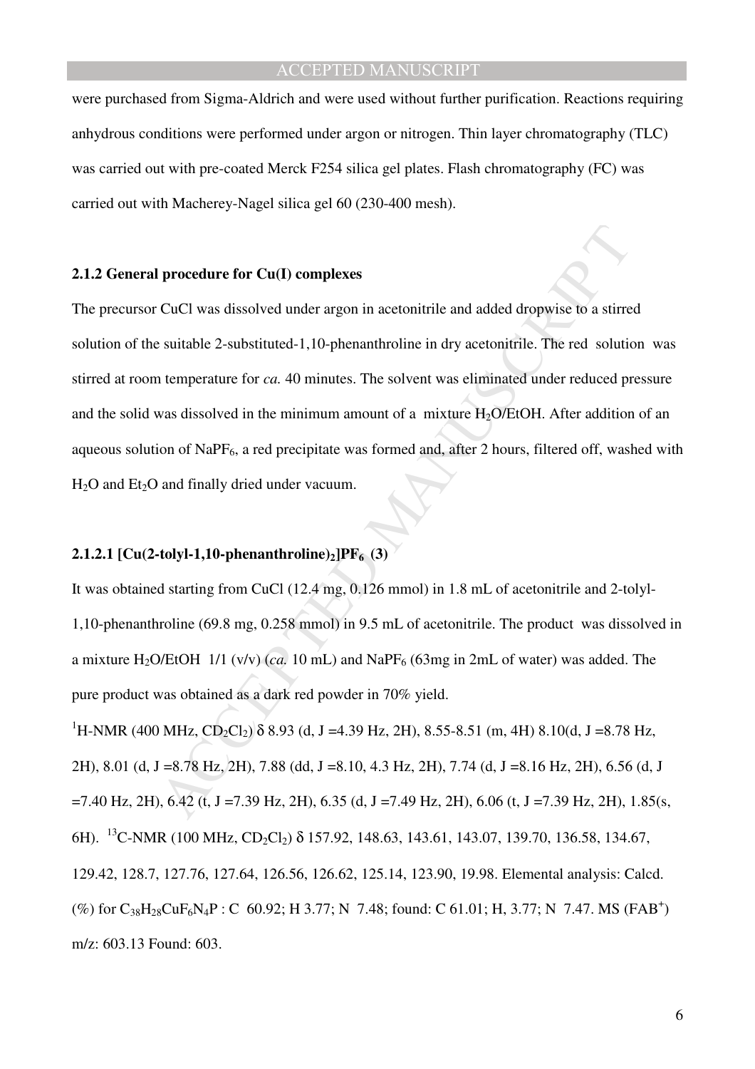were purchased from Sigma-Aldrich and were used without further purification. Reactions requiring anhydrous conditions were performed under argon or nitrogen. Thin layer chromatography (TLC) was carried out with pre-coated Merck F254 silica gel plates. Flash chromatography (FC) was carried out with Macherey-Nagel silica gel 60 (230-400 mesh).

### 2.1.2 General procedure for Cu(I) complexes

The precursor CuCl was dissolved under argon in acetonitrile and added dropwise to a stirred solution of the suitable 2-substituted-1,10-phenanthroline in dry acetonitrile. The red solution was stirred at room temperature for *ca.* 40 minutes. The solvent was eliminated under reduced pressure and the solid was dissolved in the minimum amount of a mixture $H_2O$/EtOH. After addition of an aqueous solution of $NaPF_6$, a red precipitate was formed and, after 2 hours, filtered off, washed with $H_2O$ and $Et_2O$ and finally dried under vacuum.

#### 2.1.2.1 [Cu(2-tolyl-1,10-phenanthroline)$_2$]$PF_6$ (3)

It was obtained starting from CuCl (12.4 mg, 0.126 mmol) in 1.8 mL of acetonitrile and 2-tolyl-1,10-phenanthroline (69.8 mg, 0.258 mmol) in 9.5 mL of acetonitrile. The product was dissolved in a mixture $H_2O$/EtOH 1/1 (v/v) (*ca.* 10 mL) and $NaPF_6$ (63mg in 2mL of water) was added. The pure product was obtained as a dark red powder in 70% yield.

$^1$H-NMR (400 MHz, $CD_2Cl_2$) δ 8.93 (d, J =4.39 Hz, 2H), 8.55-8.51 (m, 4H) 8.10(d, J =8.78 Hz, 2H), 8.01 (d, J =8.78 Hz, 2H), 7.88 (dd, J =8.10, 4.3 Hz, 2H), 7.74 (d, J =8.16 Hz, 2H), 6.56 (d, J =7.40 Hz, 2H), 6.42 (t, J =7.39 Hz, 2H), 6.35 (d, J =7.49 Hz, 2H), 6.06 (t, J =7.39 Hz, 2H), 1.85(s, 6H). $^{13}$C-NMR (100 MHz, $CD_2Cl_2$) δ 157.92, 148.63, 143.61, 143.07, 139.70, 136.58, 134.67, 129.42, 128.7, 127.76, 127.64, 126.56, 126.62, 125.14, 123.90, 19.98. Elemental analysis: Calcd. (%) for $C_{38}H_{28}CuF_6N_4P$ : C 60.92; H 3.77; N 7.48; found: C 61.01; H, 3.77; N 7.47. MS (FAB$^+$) m/z: 603.13 Found: 603.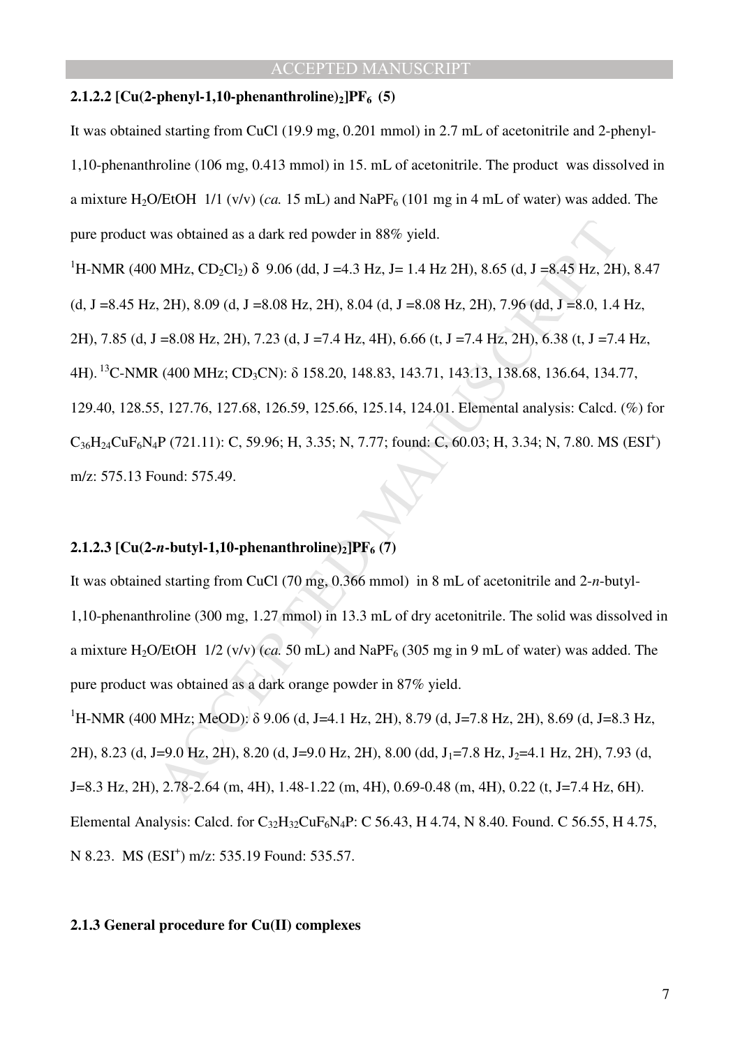### 2.1.2.2 [Cu(2-phenyl-1,10-phenanthroline)$_2$]PF$_6$ (5)

It was obtained starting from CuCl (19.9 mg, 0.201 mmol) in 2.7 mL of acetonitrile and 2-phenyl-1,10-phenanthroline (106 mg, 0.413 mmol) in 15. mL of acetonitrile. The product was dissolved in a mixture $H_2O$/EtOH 1/1 (v/v) (*ca.* 15 mL) and $NaPF_6$ (101 mg in 4 mL of water) was added. The pure product was obtained as a dark red powder in 88% yield.

$^1$H-NMR (400 MHz, $CD_2Cl_2$) δ 9.06 (dd, J =4.3 Hz, J= 1.4 Hz 2H), 8.65 (d, J =8.45 Hz, 2H), 8.47 (d, J =8.45 Hz, 2H), 8.09 (d, J =8.08 Hz, 2H), 8.04 (d, J =8.08 Hz, 2H), 7.96 (dd, J =8.0, 1.4 Hz, 2H), 7.85 (d, J =8.08 Hz, 2H), 7.23 (d, J =7.4 Hz, 4H), 6.66 (t, J =7.4 Hz, 2H), 6.38 (t, J =7.4 Hz, 4H). $^{13}$C-NMR (400 MHz; $CD_3CN$): δ 158.20, 148.83, 143.71, 143.13, 138.68, 136.64, 134.77, 129.40, 128.55, 127.76, 127.68, 126.59, 125.66, 125.14, 124.01. Elemental analysis: Calcd. (%) for $C_{36}H_{24}CuF_6N_4P$ (721.11): C, 59.96; H, 3.35; N, 7.77; found: C, 60.03; H, 3.34; N, 7.80. MS (ESI$^+$) m/z: 575.13 Found: 575.49.

### 2.1.2.3 [Cu(2-*n*-butyl-1,10-phenanthroline)$_2$]PF$_6$ (7)

It was obtained starting from CuCl (70 mg, 0.366 mmol) in 8 mL of acetonitrile and 2-*n*-butyl-1,10-phenanthroline (300 mg, 1.27 mmol) in 13.3 mL of dry acetonitrile. The solid was dissolved in a mixture $H_2O$/EtOH 1/2 (v/v) (*ca.* 50 mL) and $NaPF_6$ (305 mg in 9 mL of water) was added. The pure product was obtained as a dark orange powder in 87% yield.

$^1$H-NMR (400 MHz; MeOD): δ 9.06 (d, J=4.1 Hz, 2H), 8.79 (d, J=7.8 Hz, 2H), 8.69 (d, J=8.3 Hz, 2H), 8.23 (d, J=9.0 Hz, 2H), 8.20 (d, J=9.0 Hz, 2H), 8.00 (dd, $J_1$=7.8 Hz, $J_2$=4.1 Hz, 2H), 7.93 (d, J=8.3 Hz, 2H), 2.78-2.64 (m, 4H), 1.48-1.22 (m, 4H), 0.69-0.48 (m, 4H), 0.22 (t, J=7.4 Hz, 6H). Elemental Analysis: Calcd. for $C_{32}H_{32}CuF_6N_4P$: C 56.43, H 4.74, N 8.40. Found. C 56.55, H 4.75, N 8.23. MS (ESI$^+$) m/z: 535.19 Found: 535.57.

### 2.1.3 General procedure for Cu(II) complexes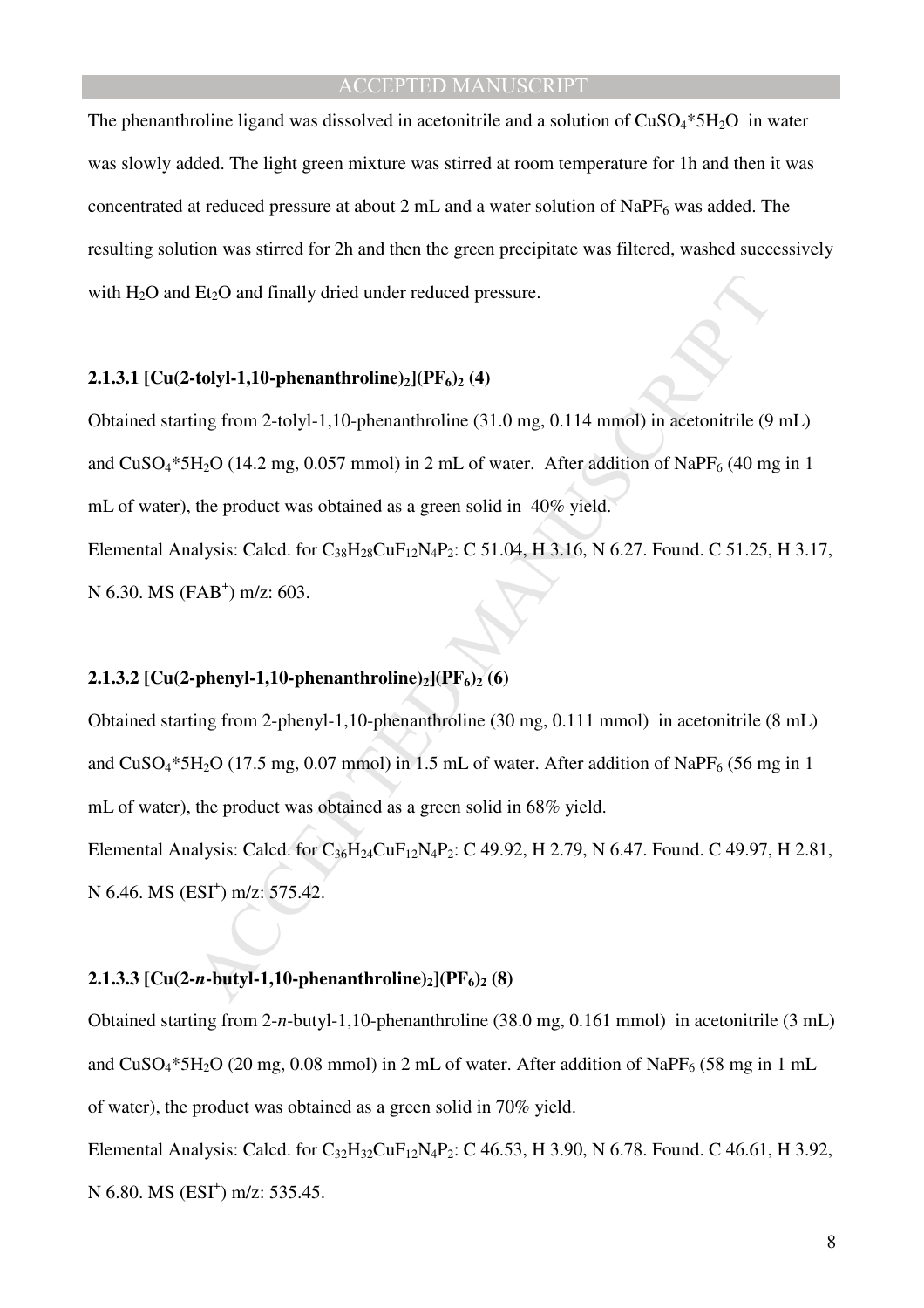The phenanthroline ligand was dissolved in acetonitrile and a solution of $CuSO_4*5H_2O$ in water was slowly added. The light green mixture was stirred at room temperature for 1h and then it was concentrated at reduced pressure at about 2 mL and a water solution of $NaPF_6$ was added. The resulting solution was stirred for 2h and then the green precipitate was filtered, washed successively with $H_2O$ and $Et_2O$ and finally dried under reduced pressure.

#### 2.1.3.1 [Cu(2-tolyl-1,10-phenanthroline)$_2$]($PF_6$)$_2$ (4)

Obtained starting from 2-tolyl-1,10-phenanthroline (31.0 mg, 0.114 mmol) in acetonitrile (9 mL) and $CuSO_4*5H_2O$ (14.2 mg, 0.057 mmol) in 2 mL of water. After addition of $NaPF_6$ (40 mg in 1 mL of water), the product was obtained as a green solid in 40% yield.

Elemental Analysis: Calcd. for $C_{38}H_{28}CuF_{12}N_4P_2$: C 51.04, H 3.16, N 6.27. Found. C 51.25, H 3.17, N 6.30. MS ($FAB^+$) m/z: 603.

#### 2.1.3.2 [Cu(2-phenyl-1,10-phenanthroline)$_2$]($PF_6$)$_2$ (6)

Obtained starting from 2-phenyl-1,10-phenanthroline (30 mg, 0.111 mmol) in acetonitrile (8 mL) and $CuSO_4*5H_2O$ (17.5 mg, 0.07 mmol) in 1.5 mL of water. After addition of $NaPF_6$ (56 mg in 1 mL of water), the product was obtained as a green solid in 68% yield.

Elemental Analysis: Calcd. for $C_{36}H_{24}CuF_{12}N_4P_2$: C 49.92, H 2.79, N 6.47. Found. C 49.97, H 2.81, N 6.46. MS ($ESI^+$) m/z: 575.42.

#### 2.1.3.3 [Cu(2-*n*-butyl-1,10-phenanthroline)$_2$]($PF_6$)$_2$ (8)

Obtained starting from 2-*n*-butyl-1,10-phenanthroline (38.0 mg, 0.161 mmol) in acetonitrile (3 mL) and $CuSO_4*5H_2O$ (20 mg, 0.08 mmol) in 2 mL of water. After addition of $NaPF_6$ (58 mg in 1 mL of water), the product was obtained as a green solid in 70% yield.

Elemental Analysis: Calcd. for $C_{32}H_{32}CuF_{12}N_4P_2$: C 46.53, H 3.90, N 6.78. Found. C 46.61, H 3.92, N 6.80. MS ($ESI^+$) m/z: 535.45.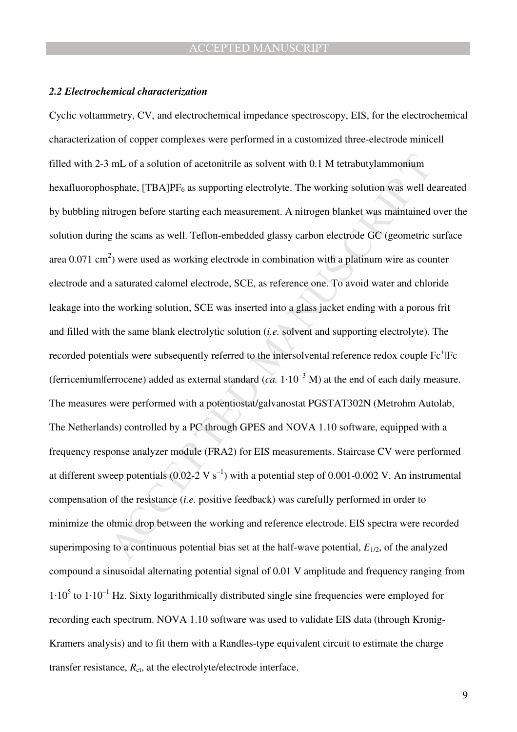### *2.2 Electrochemical characterization*

Cyclic voltammetry, CV, and electrochemical impedance spectroscopy, EIS, for the electrochemical characterization of copper complexes were performed in a customized three-electrode minicell filled with 2-3 mL of a solution of acetonitrile as solvent with 0.1 M tetrabutylammonium hexafluorophosphate, $[TBA]PF_6$ as supporting electrolyte. The working solution was well deareated by bubbling nitrogen before starting each measurement. A nitrogen blanket was maintained over the solution during the scans as well. Teflon-embedded glassy carbon electrode GC (geometric surface area 0.071 $cm^2$) were used as working electrode in combination with a platinum wire as counter electrode and a saturated calomel electrode, SCE, as reference one. To avoid water and chloride leakage into the working solution, SCE was inserted into a glass jacket ending with a porous frit and filled with the same blank electrolytic solution (*i.e.* solvent and supporting electrolyte). The recorded potentials were subsequently referred to the intersolvental reference redox couple $Fc^+$|Fc (ferricenium|ferrocene) added as external standard (*ca.* $1 \cdot 10^{-3}$ M) at the end of each daily measure. The measures were performed with a potentiostat/galvanostat PGSTAT302N (Metrohm Autolab, The Netherlands) controlled by a PC through GPES and NOVA 1.10 software, equipped with a frequency response analyzer module (FRA2) for EIS measurements. Staircase CV were performed at different sweep potentials (0.02-2 V $s^{-1}$) with a potential step of 0.001-0.002 V. An instrumental compensation of the resistance (*i.e.* positive feedback) was carefully performed in order to minimize the ohmic drop between the working and reference electrode. EIS spectra were recorded superimposing to a continuous potential bias set at the half-wave potential, $E_{1/2}$, of the analyzed compound a sinusoidal alternating potential signal of 0.01 V amplitude and frequency ranging from $1 \cdot 10^5$ to $1 \cdot 10^{-1}$ Hz. Sixty logarithmically distributed single sine frequencies were employed for recording each spectrum. NOVA 1.10 software was used to validate EIS data (through Kronig-Kramers analysis) and to fit them with a Randles-type equivalent circuit to estimate the charge transfer resistance, $R_{ct}$, at the electrolyte/electrode interface.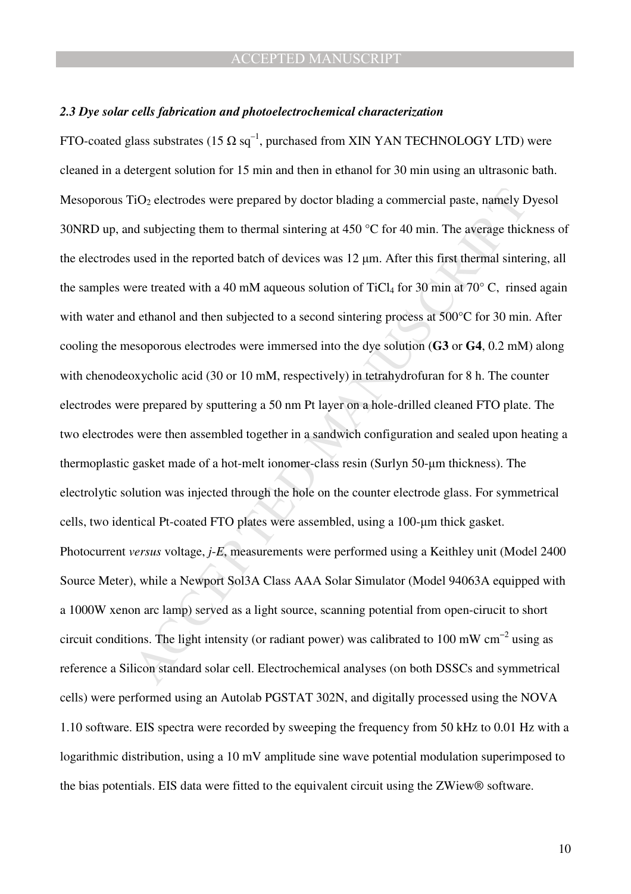### *2.3 Dye solar cells fabrication and photoelectrochemical characterization*

FTO-coated glass substrates (15 Ω $sq^{-1}$, purchased from XIN YAN TECHNOLOGY LTD) were cleaned in a detergent solution for 15 min and then in ethanol for 30 min using an ultrasonic bath. Mesoporous $TiO_2$ electrodes were prepared by doctor blading a commercial paste, namely Dyesol 30NRD up, and subjecting them to thermal sintering at 450 °C for 40 min. The average thickness of the electrodes used in the reported batch of devices was 12 μm. After this first thermal sintering, all the samples were treated with a 40 mM aqueous solution of $TiCl_4$ for 30 min at 70° C, rinsed again with water and ethanol and then subjected to a second sintering process at 500°C for 30 min. After cooling the mesoporous electrodes were immersed into the dye solution (**G3** or **G4**, 0.2 mM) along with chenodeoxycholic acid (30 or 10 mM, respectively) in tetrahydrofuran for 8 h. The counter electrodes were prepared by sputtering a 50 nm Pt layer on a hole-drilled cleaned FTO plate. The two electrodes were then assembled together in a sandwich configuration and sealed upon heating a thermoplastic gasket made of a hot-melt ionomer-class resin (Surlyn 50-μm thickness). The electrolytic solution was injected through the hole on the counter electrode glass. For symmetrical cells, two identical Pt-coated FTO plates were assembled, using a 100-μm thick gasket.

Photocurrent *versus* voltage, *j*-*E*, measurements were performed using a Keithley unit (Model 2400 Source Meter), while a Newport Sol3A Class AAA Solar Simulator (Model 94063A equipped with a 1000W xenon arc lamp) served as a light source, scanning potential from open-cirucit to short circuit conditions. The light intensity (or radiant power) was calibrated to 100 mW $cm^{-2}$ using as reference a Silicon standard solar cell. Electrochemical analyses (on both DSSCs and symmetrical cells) were performed using an Autolab PGSTAT 302N, and digitally processed using the NOVA 1.10 software. EIS spectra were recorded by sweeping the frequency from 50 kHz to 0.01 Hz with a logarithmic distribution, using a 10 mV amplitude sine wave potential modulation superimposed to the bias potentials. EIS data were fitted to the equivalent circuit using the ZWiew® software.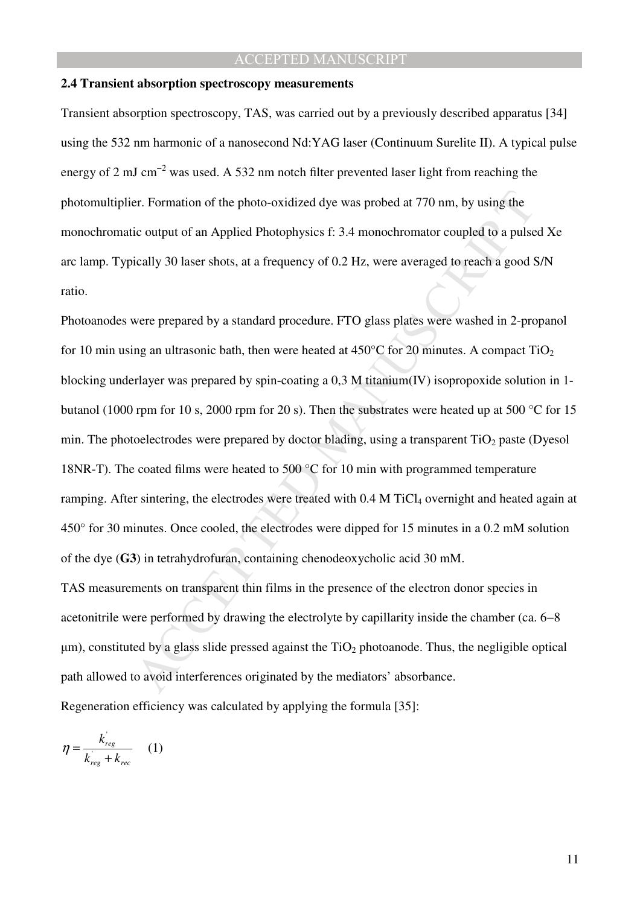### 2.4 Transient absorption spectroscopy measurements

Transient absorption spectroscopy, TAS, was carried out by a previously described apparatus [34] using the 532 nm harmonic of a nanosecond Nd:YAG laser (Continuum Surelite II). A typical pulse energy of 2 mJ $cm^{-2}$ was used. A 532 nm notch filter prevented laser light from reaching the photomultiplier. Formation of the photo-oxidized dye was probed at 770 nm, by using the monochromatic output of an Applied Photophysics f: 3.4 monochromator coupled to a pulsed Xe arc lamp. Typically 30 laser shots, at a frequency of 0.2 Hz, were averaged to reach a good S/N ratio.

Photoanodes were prepared by a standard procedure. FTO glass plates were washed in 2-propanol for 10 min using an ultrasonic bath, then were heated at 450°C for 20 minutes. A compact $TiO_2$ blocking underlayer was prepared by spin-coating a 0,3 M titanium(IV) isopropoxide solution in 1-butanol (1000 rpm for 10 s, 2000 rpm for 20 s). Then the substrates were heated up at 500 °C for 15 min. The photoelectrodes were prepared by doctor blading, using a transparent $TiO_2$ paste (Dyesol 18NR-T). The coated films were heated to 500 °C for 10 min with programmed temperature ramping. After sintering, the electrodes were treated with 0.4 M $TiCl_4$ overnight and heated again at 450° for 30 minutes. Once cooled, the electrodes were dipped for 15 minutes in a 0.2 mM solution of the dye (**G3**) in tetrahydrofuran, containing chenodeoxycholic acid 30 mM.

TAS measurements on transparent thin films in the presence of the electron donor species in acetonitrile were performed by drawing the electrolyte by capillarity inside the chamber (ca. 6−8 μm), constituted by a glass slide pressed against the $TiO_2$ photoanode. Thus, the negligible optical path allowed to avoid interferences originated by the mediators' absorbance.

Regeneration efficiency was calculated by applying the formula [35]:

$$\eta = \frac{k_{reg}^{'}}{k_{reg}^{'} + k_{rec}} \quad (1)$$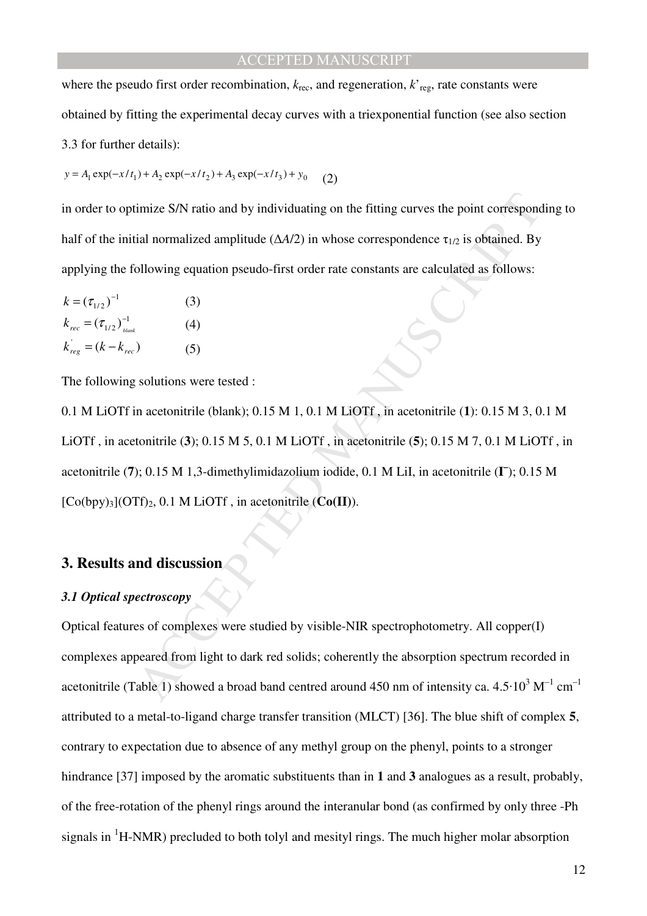where the pseudo first order recombination, $k_{rec}$, and regeneration, $k'_{reg}$, rate constants were obtained by fitting the experimental decay curves with a triexponential function (see also section 3.3 for further details):

$$y = A_1 \exp(-x/t_1) + A_2 \exp(-x/t_2) + A_3 \exp(-x/t_3) + y_0 \quad (2)$$

in order to optimize S/N ratio and by individuating on the fitting curves the point corresponding to half of the initial normalized amplitude ($\Delta A/2$) in whose correspondence $\tau_{1/2}$ is obtained. By applying the following equation pseudo-first order rate constants are calculated as follows:

$$k = (\tau_{1/2})^{-1} \quad (3)$$

$$k_{rec} = (\tau_{1/2})^{-1}_{blank} \quad (4)$$

$$k'_{reg} = (k - k_{rec}) \quad (5)$$

The following solutions were tested :

0.1 M LiOTf in acetonitrile (blank); 0.15 M 1, 0.1 M LiOTf , in acetonitrile (**1**): 0.15 M 3, 0.1 M LiOTf , in acetonitrile (**3**); 0.15 M 5, 0.1 M LiOTf , in acetonitrile (**5**); 0.15 M 7, 0.1 M LiOTf , in acetonitrile (**7**); 0.15 M 1,3-dimethylimidazolium iodide, 0.1 M LiI, in acetonitrile (**$I^-$**); 0.15 M $[Co(bpy)_3](OTf)_2$, 0.1 M LiOTf , in acetonitrile (**Co(II)**).

## 3. Results and discussion

### *3.1 Optical spectroscopy*

Optical features of complexes were studied by visible-NIR spectrophotometry. All copper(I) complexes appeared from light to dark red solids; coherently the absorption spectrum recorded in acetonitrile (Table 1) showed a broad band centred around 450 nm of intensity ca. $4.5 \cdot 10^3$ $M^{-1}$ $cm^{-1}$ attributed to a metal-to-ligand charge transfer transition (MLCT) [36]. The blue shift of complex **5**, contrary to expectation due to absence of any methyl group on the phenyl, points to a stronger hindrance [37] imposed by the aromatic substituents than in **1** and **3** analogues as a result, probably, of the free-rotation of the phenyl rings around the interanular bond (as confirmed by only three -Ph signals in $^1$H-NMR) precluded to both tolyl and mesityl rings. The much higher molar absorption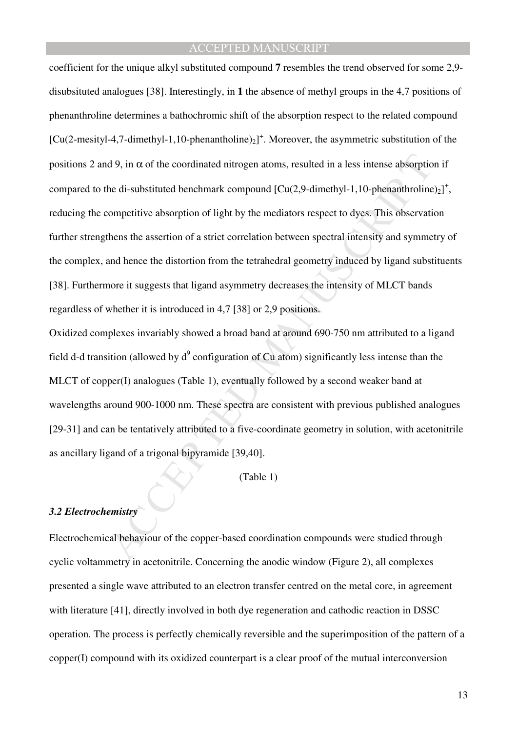coefficient for the unique alkyl substituted compound **7** resembles the trend observed for some 2,9-disubsituted analogues [38]. Interestingly, in **1** the absence of methyl groups in the 4,7 positions of phenanthroline determines a bathochromic shift of the absorption respect to the related compound $[Cu(2\text{-mesityl-}4,7\text{-dimethyl-}1,10\text{-phenantholine})_2]^+$. Moreover, the asymmetric substitution of the positions 2 and 9, in α of the coordinated nitrogen atoms, resulted in a less intense absorption if compared to the di-substituted benchmark compound $[Cu(2,9\text{-dimethyl-}1,10\text{-phenanthroline})_2]^+$, reducing the competitive absorption of light by the mediators respect to dyes. This observation further strengthens the assertion of a strict correlation between spectral intensity and symmetry of the complex, and hence the distortion from the tetrahedral geometry induced by ligand substituents [38]. Furthermore it suggests that ligand asymmetry decreases the intensity of MLCT bands regardless of whether it is introduced in 4,7 [38] or 2,9 positions.

Oxidized complexes invariably showed a broad band at around 690-750 nm attributed to a ligand field d-d transition (allowed by $d^9$ configuration of Cu atom) significantly less intense than the MLCT of copper(I) analogues (Table 1), eventually followed by a second weaker band at wavelengths around 900-1000 nm. These spectra are consistent with previous published analogues [29-31] and can be tentatively attributed to a five-coordinate geometry in solution, with acetonitrile as ancillary ligand of a trigonal bipyramide [39,40].

(Table 1)

### *3.2 Electrochemistry*

Electrochemical behaviour of the copper-based coordination compounds were studied through cyclic voltammetry in acetonitrile. Concerning the anodic window (Figure 2), all complexes presented a single wave attributed to an electron transfer centred on the metal core, in agreement with literature [41], directly involved in both dye regeneration and cathodic reaction in DSSC operation. The process is perfectly chemically reversible and the superimposition of the pattern of a copper(I) compound with its oxidized counterpart is a clear proof of the mutual interconversion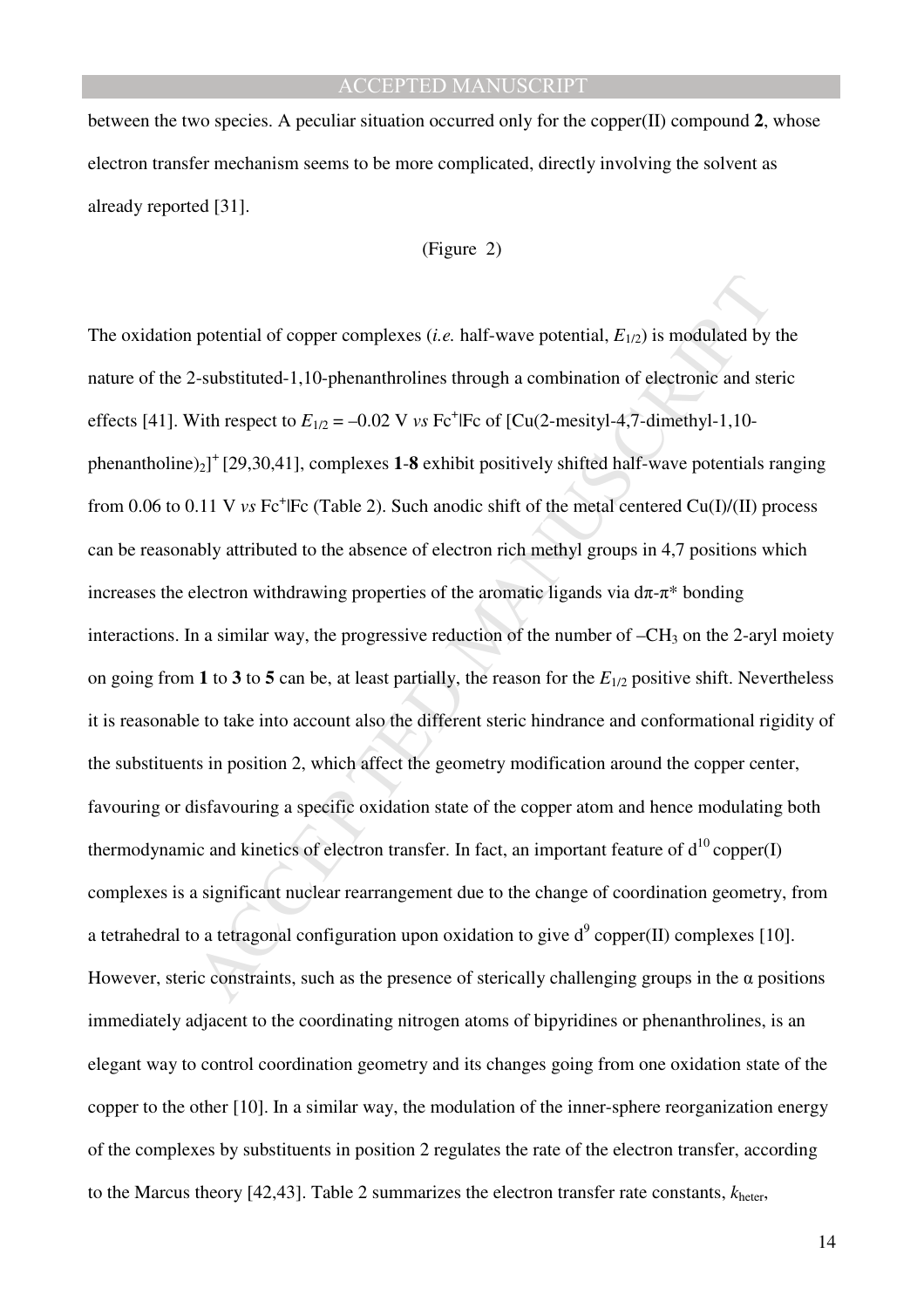between the two species. A peculiar situation occurred only for the copper(II) compound **2**, whose electron transfer mechanism seems to be more complicated, directly involving the solvent as already reported [31].

(Figure 2)

The oxidation potential of copper complexes (*i.e.* half-wave potential, $E_{1/2}$) is modulated by the nature of the 2-substituted-1,10-phenanthrolines through a combination of electronic and steric effects [41]. With respect to $E_{1/2} = -0.02$ V *vs* $Fc^+|Fc$ of $[Cu(2\text{-mesityl-4,7-dimethyl-1,10-phenantholine})_2]^+$ [29,30,41], complexes **1**-**8** exhibit positively shifted half-wave potentials ranging from 0.06 to 0.11 V *vs* $Fc^+|Fc$ (Table 2). Such anodic shift of the metal centered Cu(I)/(II) process can be reasonably attributed to the absence of electron rich methyl groups in 4,7 positions which increases the electron withdrawing properties of the aromatic ligands via dπ-π* bonding interactions. In a similar way, the progressive reduction of the number of $-CH_3$ on the 2-aryl moiety on going from **1** to **3** to **5** can be, at least partially, the reason for the $E_{1/2}$ positive shift. Nevertheless it is reasonable to take into account also the different steric hindrance and conformational rigidity of the substituents in position 2, which affect the geometry modification around the copper center, favouring or disfavouring a specific oxidation state of the copper atom and hence modulating both thermodynamic and kinetics of electron transfer. In fact, an important feature of $d^{10}$ copper(I) complexes is a significant nuclear rearrangement due to the change of coordination geometry, from a tetrahedral to a tetragonal configuration upon oxidation to give $d^9$ copper(II) complexes [10]. However, steric constraints, such as the presence of sterically challenging groups in the α positions immediately adjacent to the coordinating nitrogen atoms of bipyridines or phenanthrolines, is an elegant way to control coordination geometry and its changes going from one oxidation state of the copper to the other [10]. In a similar way, the modulation of the inner-sphere reorganization energy of the complexes by substituents in position 2 regulates the rate of the electron transfer, according to the Marcus theory [42,43]. Table 2 summarizes the electron transfer rate constants, $k_{heter}$,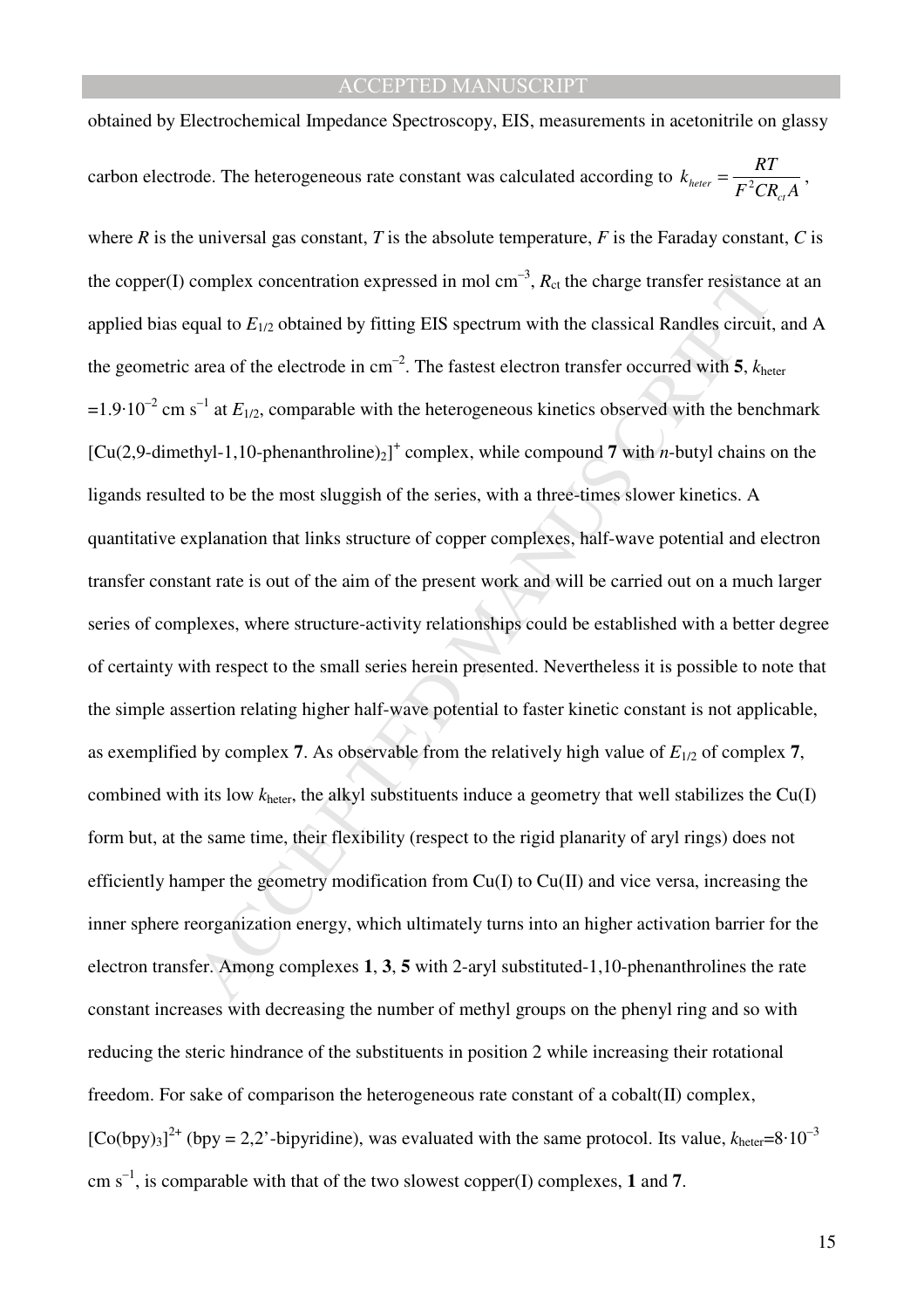obtained by Electrochemical Impedance Spectroscopy, EIS, measurements in acetonitrile on glassy carbon electrode. The heterogeneous rate constant was calculated according to $k_{heter} = \dfrac{RT}{F^2 C R_{ct} A}$, where $R$ is the universal gas constant, $T$ is the absolute temperature, $F$ is the Faraday constant, $C$ is the copper(I) complex concentration expressed in mol $cm^{-3}$, $R_{ct}$ the charge transfer resistance at an applied bias equal to $E_{1/2}$ obtained by fitting EIS spectrum with the classical Randles circuit, and A the geometric area of the electrode in $cm^{-2}$. The fastest electron transfer occurred with **5**, $k_{heter} = 1.9 \cdot 10^{-2}$ cm $s^{-1}$ at $E_{1/2}$, comparable with the heterogeneous kinetics observed with the benchmark $[Cu(2,9\text{-dimethyl-1,10-phenanthroline})_2]^+$ complex, while compound **7** with *n*-butyl chains on the ligands resulted to be the most sluggish of the series, with a three-times slower kinetics. A quantitative explanation that links structure of copper complexes, half-wave potential and electron transfer constant rate is out of the aim of the present work and will be carried out on a much larger series of complexes, where structure-activity relationships could be established with a better degree of certainty with respect to the small series herein presented. Nevertheless it is possible to note that the simple assertion relating higher half-wave potential to faster kinetic constant is not applicable, as exemplified by complex **7**. As observable from the relatively high value of $E_{1/2}$ of complex **7**, combined with its low $k_{heter}$, the alkyl substituents induce a geometry that well stabilizes the Cu(I) form but, at the same time, their flexibility (respect to the rigid planarity of aryl rings) does not efficiently hamper the geometry modification from Cu(I) to Cu(II) and vice versa, increasing the inner sphere reorganization energy, which ultimately turns into an higher activation barrier for the electron transfer. Among complexes **1**, **3**, **5** with 2-aryl substituted-1,10-phenanthrolines the rate constant increases with decreasing the number of methyl groups on the phenyl ring and so with reducing the steric hindrance of the substituents in position 2 while increasing their rotational freedom. For sake of comparison the heterogeneous rate constant of a cobalt(II) complex, $[Co(bpy)_3]^{2+}$ (bpy = 2,2'-bipyridine), was evaluated with the same protocol. Its value, $k_{heter} = 8 \cdot 10^{-3}$ cm $s^{-1}$, is comparable with that of the two slowest copper(I) complexes, **1** and **7**.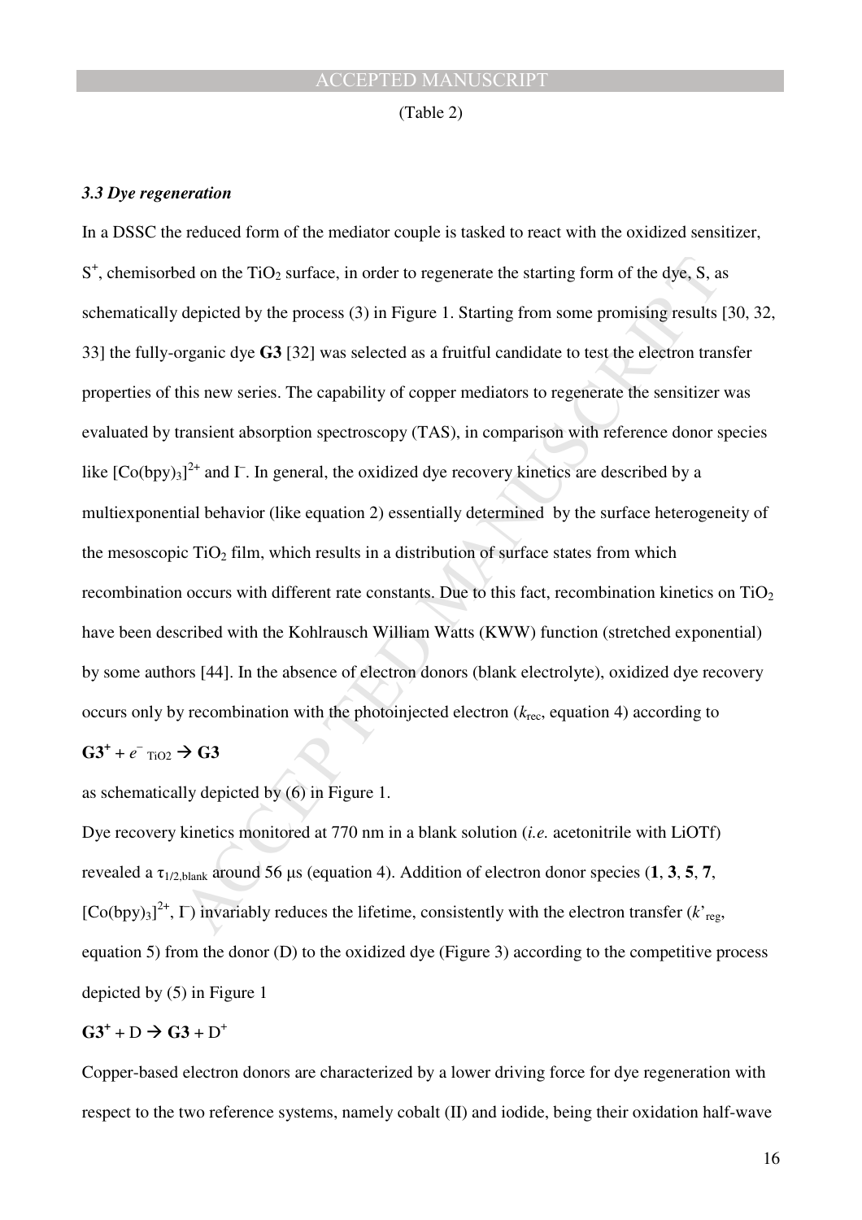(Table 2)

### *3.3 Dye regeneration*

In a DSSC the reduced form of the mediator couple is tasked to react with the oxidized sensitizer, $S^+$, chemisorbed on the $TiO_2$ surface, in order to regenerate the starting form of the dye, S, as schematically depicted by the process (3) in Figure 1. Starting from some promising results [30, 32, 33] the fully-organic dye **G3** [32] was selected as a fruitful candidate to test the electron transfer properties of this new series. The capability of copper mediators to regenerate the sensitizer was evaluated by transient absorption spectroscopy (TAS), in comparison with reference donor species like $[Co(bpy)_3]^{2+}$ and $I^-$. In general, the oxidized dye recovery kinetics are described by a multiexponential behavior (like equation 2) essentially determined by the surface heterogeneity of the mesoscopic $TiO_2$ film, which results in a distribution of surface states from which recombination occurs with different rate constants. Due to this fact, recombination kinetics on $TiO_2$ have been described with the Kohlrausch William Watts (KWW) function (stretched exponential) by some authors [44]. In the absence of electron donors (blank electrolyte), oxidized dye recovery occurs only by recombination with the photoinjected electron ($k_{rec}$, equation 4) according to

$$\mathbf{G3}^+ + e^-_{TiO2} \rightarrow \mathbf{G3}$$

as schematically depicted by (6) in Figure 1.

Dye recovery kinetics monitored at 770 nm in a blank solution (*i.e.* acetonitrile with LiOTf) revealed a $\tau_{1/2,blank}$ around 56 μs (equation 4). Addition of electron donor species (**1**, **3**, **5**, **7**, $[Co(bpy)_3]^{2+}$, $I^-$) invariably reduces the lifetime, consistently with the electron transfer ($k'_{reg}$, equation 5) from the donor (D) to the oxidized dye (Figure 3) according to the competitive process depicted by (5) in Figure 1

$$\mathbf{G3}^+ + D \rightarrow \mathbf{G3} + D^+$$

Copper-based electron donors are characterized by a lower driving force for dye regeneration with respect to the two reference systems, namely cobalt (II) and iodide, being their oxidation half-wave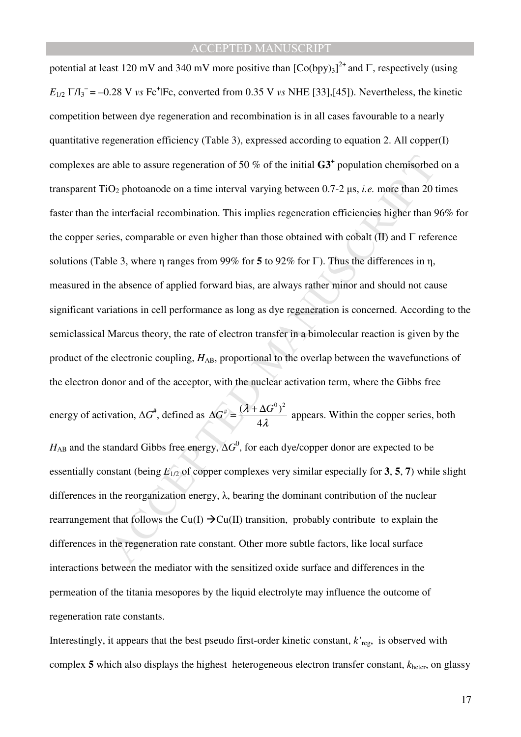potential at least 120 mV and 340 mV more positive than $[Co(bpy)_3]^{2+}$ and $I^-$, respectively (using $E_{1/2}$ $I^-/I_3^-$ = –0.28 V *vs* $Fc^+|Fc$, converted from 0.35 V *vs* NHE [33],[45]). Nevertheless, the kinetic competition between dye regeneration and recombination is in all cases favourable to a nearly quantitative regeneration efficiency (Table 3), expressed according to equation 2. All copper(I) complexes are able to assure regeneration of 50 % of the initial **G3$^+$** population chemisorbed on a transparent $TiO_2$ photoanode on a time interval varying between 0.7-2 μs, *i.e.* more than 20 times faster than the interfacial recombination. This implies regeneration efficiencies higher than 96% for the copper series, comparable or even higher than those obtained with cobalt (II) and $I^-$ reference solutions (Table 3, where η ranges from 99% for **5** to 92% for $I^-$). Thus the differences in η, measured in the absence of applied forward bias, are always rather minor and should not cause significant variations in cell performance as long as dye regeneration is concerned. According to the semiclassical Marcus theory, the rate of electron transfer in a bimolecular reaction is given by the product of the electronic coupling, $H_{AB}$, proportional to the overlap between the wavefunctions of the electron donor and of the acceptor, with the nuclear activation term, where the Gibbs free energy of activation, $\Delta G^{\#}$, defined as $\Delta G^{\#} = \frac{(\lambda + \Delta G^0)^2}{4\lambda}$ appears. Within the copper series, both $H_{AB}$ and the standard Gibbs free energy, $\Delta G^0$, for each dye/copper donor are expected to be essentially constant (being $E_{1/2}$ of copper complexes very similar especially for **3**, **5**, **7**) while slight differences in the reorganization energy, λ, bearing the dominant contribution of the nuclear rearrangement that follows the Cu(I) → Cu(II) transition, probably contribute to explain the differences in the regeneration rate constant. Other more subtle factors, like local surface interactions between the mediator with the sensitized oxide surface and differences in the permeation of the titania mesopores by the liquid electrolyte may influence the outcome of regeneration rate constants.

Interestingly, it appears that the best pseudo first-order kinetic constant, $k'_{reg}$, is observed with complex **5** which also displays the highest heterogeneous electron transfer constant, $k_{heter}$, on glassy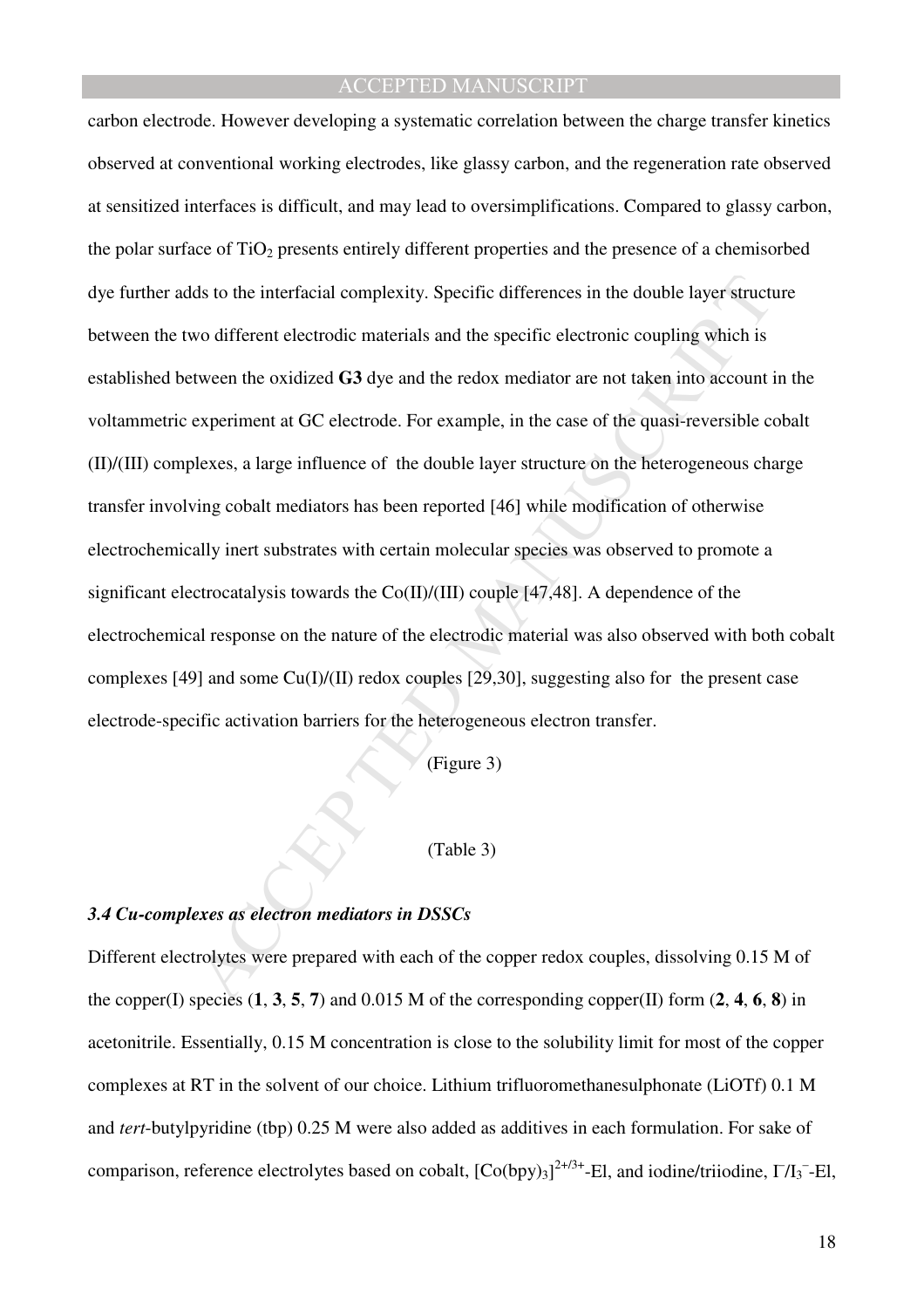carbon electrode. However developing a systematic correlation between the charge transfer kinetics observed at conventional working electrodes, like glassy carbon, and the regeneration rate observed at sensitized interfaces is difficult, and may lead to oversimplifications. Compared to glassy carbon, the polar surface of $TiO_2$ presents entirely different properties and the presence of a chemisorbed dye further adds to the interfacial complexity. Specific differences in the double layer structure between the two different electrodic materials and the specific electronic coupling which is established between the oxidized **G3** dye and the redox mediator are not taken into account in the voltammetric experiment at GC electrode. For example, in the case of the quasi-reversible cobalt (II)/(III) complexes, a large influence of the double layer structure on the heterogeneous charge transfer involving cobalt mediators has been reported [46] while modification of otherwise electrochemically inert substrates with certain molecular species was observed to promote a significant electrocatalysis towards the Co(II)/(III) couple [47,48]. A dependence of the electrochemical response on the nature of the electrodic material was also observed with both cobalt complexes [49] and some Cu(I)/(II) redox couples [29,30], suggesting also for the present case electrode-specific activation barriers for the heterogeneous electron transfer.

(Figure 3)

(Table 3)

### *3.4 Cu-complexes as electron mediators in DSSCs*

Different electrolytes were prepared with each of the copper redox couples, dissolving 0.15 M of the copper(I) species (**1**, **3**, **5**, **7**) and 0.015 M of the corresponding copper(II) form (**2**, **4**, **6**, **8**) in acetonitrile. Essentially, 0.15 M concentration is close to the solubility limit for most of the copper complexes at RT in the solvent of our choice. Lithium trifluoromethanesulphonate (LiOTf) 0.1 M and *tert*-butylpyridine (tbp) 0.25 M were also added as additives in each formulation. For sake of comparison, reference electrolytes based on cobalt, $[Co(bpy)_3]^{2+/3+}$-El, and iodine/triiodine, $I^-/I_3^-$-El,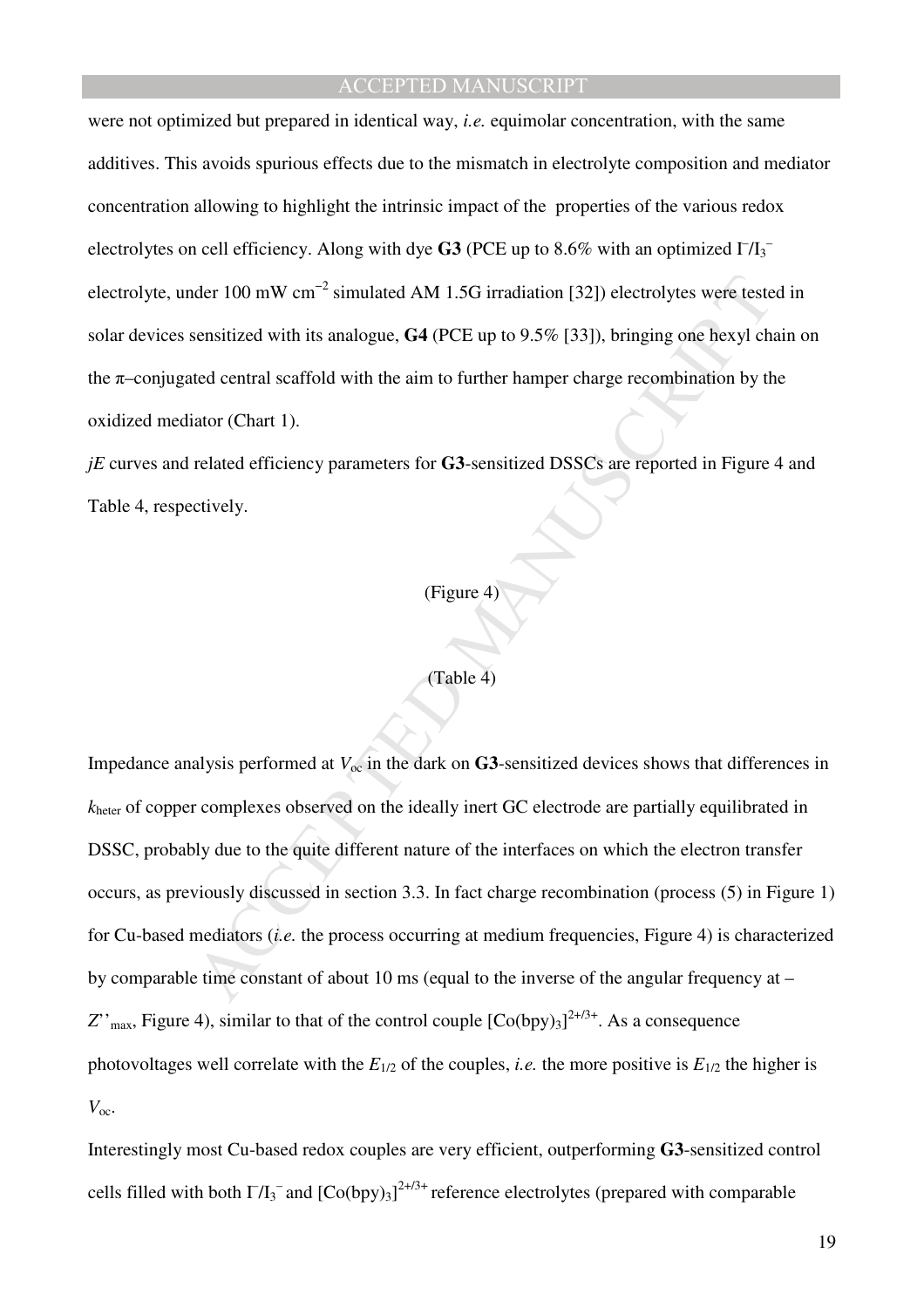were not optimized but prepared in identical way, *i.e.* equimolar concentration, with the same additives. This avoids spurious effects due to the mismatch in electrolyte composition and mediator concentration allowing to highlight the intrinsic impact of the properties of the various redox electrolytes on cell efficiency. Along with dye **G3** (PCE up to 8.6% with an optimized $I^-/I_3^-$ electrolyte, under 100 mW $cm^{-2}$ simulated AM 1.5G irradiation [32]) electrolytes were tested in solar devices sensitized with its analogue, **G4** (PCE up to 9.5% [33]), bringing one hexyl chain on the π–conjugated central scaffold with the aim to further hamper charge recombination by the oxidized mediator (Chart 1).

*jE* curves and related efficiency parameters for **G3**-sensitized DSSCs are reported in Figure 4 and Table 4, respectively.

(Figure 4)

(Table 4)

Impedance analysis performed at $V_{oc}$ in the dark on **G3**-sensitized devices shows that differences in $k_{heter}$ of copper complexes observed on the ideally inert GC electrode are partially equilibrated in DSSC, probably due to the quite different nature of the interfaces on which the electron transfer occurs, as previously discussed in section 3.3. In fact charge recombination (process (5) in Figure 1) for Cu-based mediators (*i.e.* the process occurring at medium frequencies, Figure 4) is characterized by comparable time constant of about 10 ms (equal to the inverse of the angular frequency at $-Z''_{max}$, Figure 4), similar to that of the control couple $[Co(bpy)_3]^{2+/3+}$. As a consequence photovoltages well correlate with the $E_{1/2}$ of the couples, *i.e.* the more positive is $E_{1/2}$ the higher is $V_{oc}$.

Interestingly most Cu-based redox couples are very efficient, outperforming **G3**-sensitized control cells filled with both $I^-/I_3^-$ and $[Co(bpy)_3]^{2+/3+}$ reference electrolytes (prepared with comparable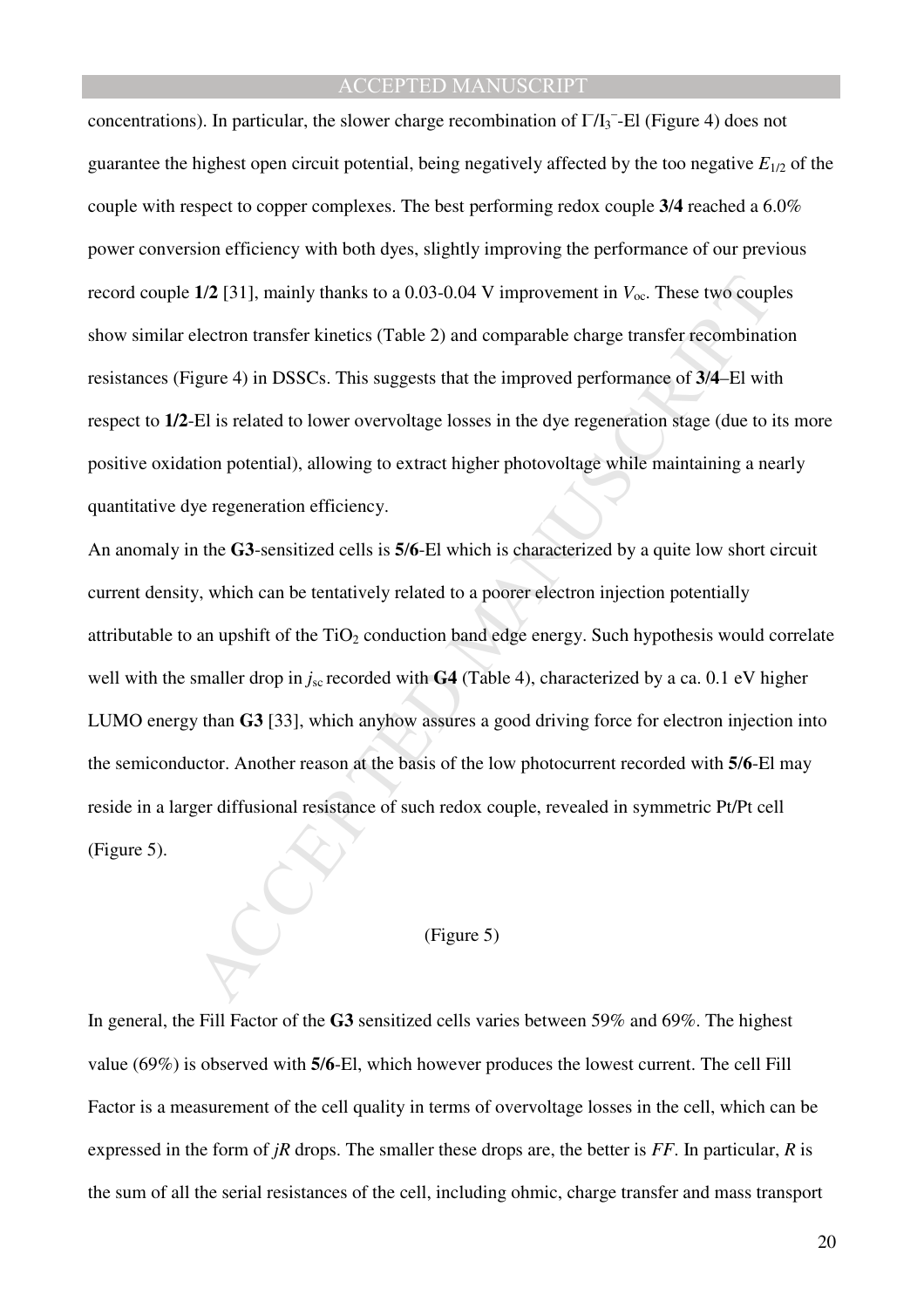concentrations). In particular, the slower charge recombination of $I^-/I_3^-$-El (Figure 4) does not guarantee the highest open circuit potential, being negatively affected by the too negative $E_{1/2}$ of the couple with respect to copper complexes. The best performing redox couple **3/4** reached a 6.0% power conversion efficiency with both dyes, slightly improving the performance of our previous record couple **1/2** [31], mainly thanks to a 0.03-0.04 V improvement in $V_{oc}$. These two couples show similar electron transfer kinetics (Table 2) and comparable charge transfer recombination resistances (Figure 4) in DSSCs. This suggests that the improved performance of **3/4**–El with respect to **1/2**-El is related to lower overvoltage losses in the dye regeneration stage (due to its more positive oxidation potential), allowing to extract higher photovoltage while maintaining a nearly quantitative dye regeneration efficiency.

An anomaly in the **G3**-sensitized cells is **5/6**-El which is characterized by a quite low short circuit current density, which can be tentatively related to a poorer electron injection potentially attributable to an upshift of the $TiO_2$ conduction band edge energy. Such hypothesis would correlate well with the smaller drop in $j_{sc}$ recorded with **G4** (Table 4), characterized by a ca. 0.1 eV higher LUMO energy than **G3** [33], which anyhow assures a good driving force for electron injection into the semiconductor. Another reason at the basis of the low photocurrent recorded with **5/6**-El may reside in a larger diffusional resistance of such redox couple, revealed in symmetric Pt/Pt cell (Figure 5).

(Figure 5)

In general, the Fill Factor of the **G3** sensitized cells varies between 59% and 69%. The highest value (69%) is observed with **5/6**-El, which however produces the lowest current. The cell Fill Factor is a measurement of the cell quality in terms of overvoltage losses in the cell, which can be expressed in the form of $jR$ drops. The smaller these drops are, the better is $FF$. In particular, $R$ is the sum of all the serial resistances of the cell, including ohmic, charge transfer and mass transport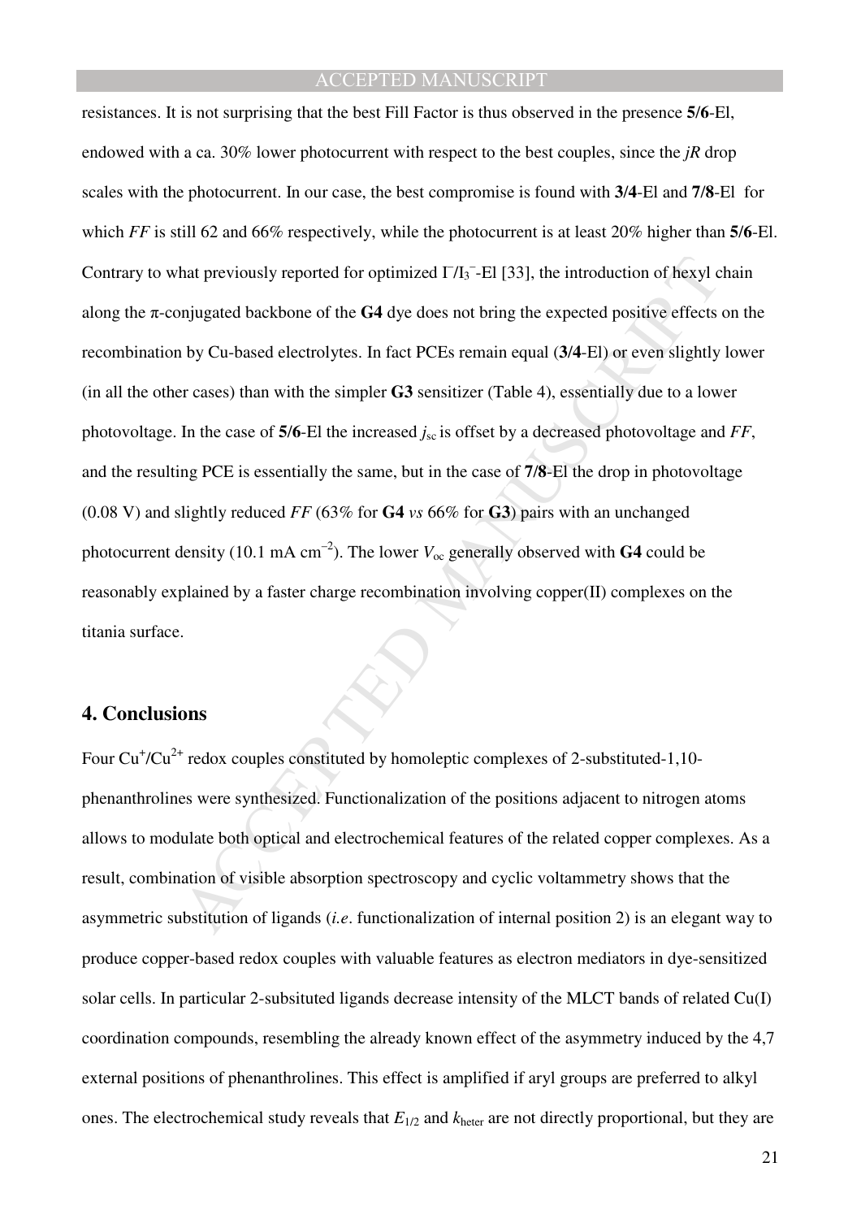resistances. It is not surprising that the best Fill Factor is thus observed in the presence **5/6**-El, endowed with a ca. 30% lower photocurrent with respect to the best couples, since the *jR* drop scales with the photocurrent. In our case, the best compromise is found with **3/4**-El and **7/8**-El for which *FF* is still 62 and 66% respectively, while the photocurrent is at least 20% higher than **5/6**-El. Contrary to what previously reported for optimized $I^-/I_3^-$-El [33], the introduction of hexyl chain along the π-conjugated backbone of the **G4** dye does not bring the expected positive effects on the recombination by Cu-based electrolytes. In fact PCEs remain equal (**3/4**-El) or even slightly lower (in all the other cases) than with the simpler **G3** sensitizer (Table 4), essentially due to a lower photovoltage. In the case of **5/6**-El the increased $j_{sc}$ is offset by a decreased photovoltage and *FF*, and the resulting PCE is essentially the same, but in the case of **7/8**-El the drop in photovoltage (0.08 V) and slightly reduced *FF* (63% for **G4** *vs* 66% for **G3**) pairs with an unchanged photocurrent density (10.1 mA cm$^{-2}$). The lower $V_{oc}$ generally observed with **G4** could be reasonably explained by a faster charge recombination involving copper(II) complexes on the titania surface.

## 4. Conclusions

Four $Cu^+/Cu^{2+}$ redox couples constituted by homoleptic complexes of 2-substituted-1,10-phenanthrolines were synthesized. Functionalization of the positions adjacent to nitrogen atoms allows to modulate both optical and electrochemical features of the related copper complexes. As a result, combination of visible absorption spectroscopy and cyclic voltammetry shows that the asymmetric substitution of ligands (*i.e*. functionalization of internal position 2) is an elegant way to produce copper-based redox couples with valuable features as electron mediators in dye-sensitized solar cells. In particular 2-subsituted ligands decrease intensity of the MLCT bands of related Cu(I) coordination compounds, resembling the already known effect of the asymmetry induced by the 4,7 external positions of phenanthrolines. This effect is amplified if aryl groups are preferred to alkyl ones. The electrochemical study reveals that $E_{1/2}$ and $k_{heter}$ are not directly proportional, but they are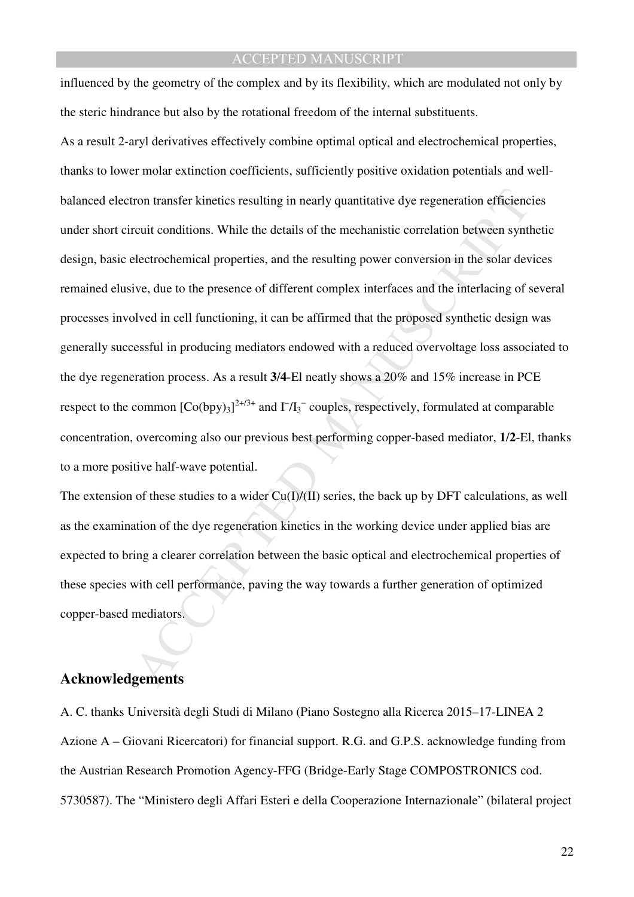influenced by the geometry of the complex and by its flexibility, which are modulated not only by the steric hindrance but also by the rotational freedom of the internal substituents.

As a result 2-aryl derivatives effectively combine optimal optical and electrochemical properties, thanks to lower molar extinction coefficients, sufficiently positive oxidation potentials and well-balanced electron transfer kinetics resulting in nearly quantitative dye regeneration efficiencies under short circuit conditions. While the details of the mechanistic correlation between synthetic design, basic electrochemical properties, and the resulting power conversion in the solar devices remained elusive, due to the presence of different complex interfaces and the interlacing of several processes involved in cell functioning, it can be affirmed that the proposed synthetic design was generally successful in producing mediators endowed with a reduced overvoltage loss associated to the dye regeneration process. As a result **3/4**-El neatly shows a 20% and 15% increase in PCE respect to the common $[Co(bpy)_3]^{2+/3+}$ and $I^-/I_3^-$ couples, respectively, formulated at comparable concentration, overcoming also our previous best performing copper-based mediator, **1/2**-El, thanks to a more positive half-wave potential.

The extension of these studies to a wider Cu(I)/(II) series, the back up by DFT calculations, as well as the examination of the dye regeneration kinetics in the working device under applied bias are expected to bring a clearer correlation between the basic optical and electrochemical properties of these species with cell performance, paving the way towards a further generation of optimized copper-based mediators.

## Acknowledgements

A. C. thanks Università degli Studi di Milano (Piano Sostegno alla Ricerca 2015–17-LINEA 2 Azione A – Giovani Ricercatori) for financial support. R.G. and G.P.S. acknowledge funding from the Austrian Research Promotion Agency-FFG (Bridge-Early Stage COMPOSTRONICS cod. 5730587). The "Ministero degli Affari Esteri e della Cooperazione Internazionale" (bilateral project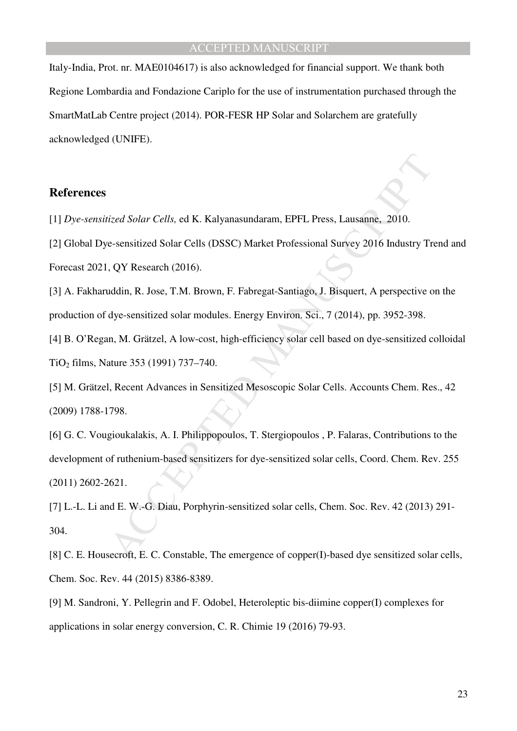Italy-India, Prot. nr. MAE0104617) is also acknowledged for financial support. We thank both Regione Lombardia and Fondazione Cariplo for the use of instrumentation purchased through the SmartMatLab Centre project (2014). POR-FESR HP Solar and Solarchem are gratefully acknowledged (UNIFE).

## References

[1] *Dye-sensitized Solar Cells,* ed K. Kalyanasundaram, EPFL Press, Lausanne, 2010.

[2] Global Dye-sensitized Solar Cells (DSSC) Market Professional Survey 2016 Industry Trend and Forecast 2021, QY Research (2016).

[3] A. Fakharuddin, R. Jose, T.M. Brown, F. Fabregat-Santiago, J. Bisquert, A perspective on the production of dye-sensitized solar modules. Energy Environ. Sci., 7 (2014), pp. 3952-398.

[4] B. O'Regan, M. Grätzel, A low-cost, high-efficiency solar cell based on dye-sensitized colloidal $TiO_2$ films, Nature 353 (1991) 737–740.

[5] M. Grätzel, Recent Advances in Sensitized Mesoscopic Solar Cells. Accounts Chem. Res., 42 (2009) 1788-1798.

[6] G. C. Vougioukalakis, A. I. Philippopoulos, T. Stergiopoulos , P. Falaras, Contributions to the development of ruthenium-based sensitizers for dye-sensitized solar cells, Coord. Chem. Rev. 255 (2011) 2602-2621.

[7] L.-L. Li and E. W.-G. Diau, Porphyrin-sensitized solar cells, Chem. Soc. Rev. 42 (2013) 291-304.

[8] C. E. Housecroft, E. C. Constable, The emergence of copper(I)-based dye sensitized solar cells, Chem. Soc. Rev. 44 (2015) 8386-8389.

[9] M. Sandroni, Y. Pellegrin and F. Odobel, Heteroleptic bis-diimine copper(I) complexes for applications in solar energy conversion, C. R. Chimie 19 (2016) 79-93.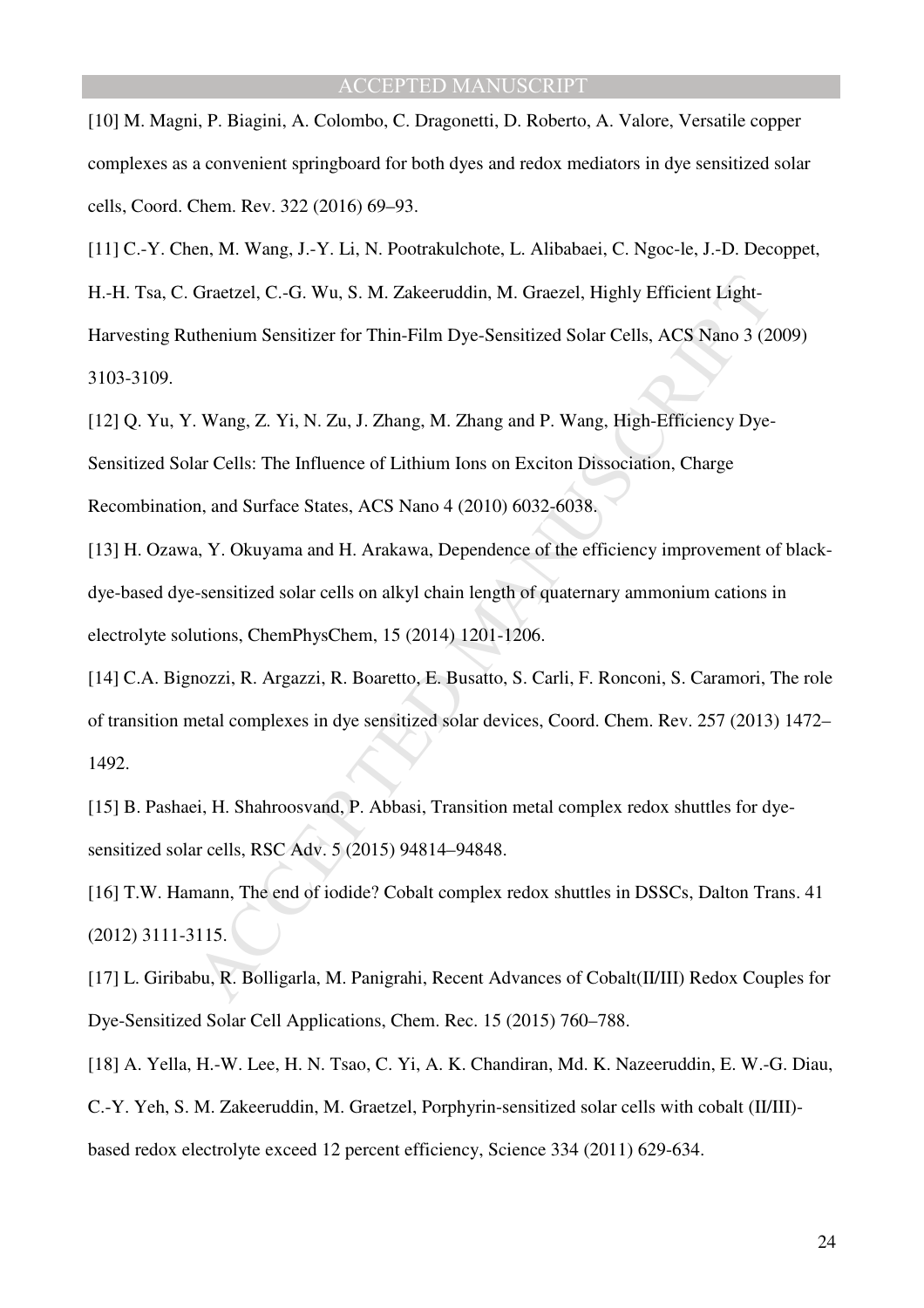[10] M. Magni, P. Biagini, A. Colombo, C. Dragonetti, D. Roberto, A. Valore, Versatile copper complexes as a convenient springboard for both dyes and redox mediators in dye sensitized solar cells, Coord. Chem. Rev. 322 (2016) 69–93.

[11] C.-Y. Chen, M. Wang, J.-Y. Li, N. Pootrakulchote, L. Alibabaei, C. Ngoc-le, J.-D. Decoppet, H.-H. Tsa, C. Graetzel, C.-G. Wu, S. M. Zakeeruddin, M. Graezel, Highly Efficient Light-Harvesting Ruthenium Sensitizer for Thin-Film Dye-Sensitized Solar Cells, ACS Nano 3 (2009) 3103-3109.

[12] Q. Yu, Y. Wang, Z. Yi, N. Zu, J. Zhang, M. Zhang and P. Wang, High-Efficiency Dye-Sensitized Solar Cells: The Influence of Lithium Ions on Exciton Dissociation, Charge Recombination, and Surface States, ACS Nano 4 (2010) 6032-6038.

[13] H. Ozawa, Y. Okuyama and H. Arakawa, Dependence of the efficiency improvement of black-dye-based dye-sensitized solar cells on alkyl chain length of quaternary ammonium cations in electrolyte solutions, ChemPhysChem, 15 (2014) 1201-1206.

[14] C.A. Bignozzi, R. Argazzi, R. Boaretto, E. Busatto, S. Carli, F. Ronconi, S. Caramori, The role of transition metal complexes in dye sensitized solar devices, Coord. Chem. Rev. 257 (2013) 1472–1492.

[15] B. Pashaei, H. Shahroosvand, P. Abbasi, Transition metal complex redox shuttles for dye-sensitized solar cells, RSC Adv. 5 (2015) 94814–94848.

[16] T.W. Hamann, The end of iodide? Cobalt complex redox shuttles in DSSCs, Dalton Trans. 41 (2012) 3111-3115.

[17] L. Giribabu, R. Bolligarla, M. Panigrahi, Recent Advances of Cobalt(II/III) Redox Couples for Dye-Sensitized Solar Cell Applications, Chem. Rec. 15 (2015) 760–788.

[18] A. Yella, H.-W. Lee, H. N. Tsao, C. Yi, A. K. Chandiran, Md. K. Nazeeruddin, E. W.-G. Diau, C.-Y. Yeh, S. M. Zakeeruddin, M. Graetzel, Porphyrin-sensitized solar cells with cobalt (II/III)-based redox electrolyte exceed 12 percent efficiency, Science 334 (2011) 629-634.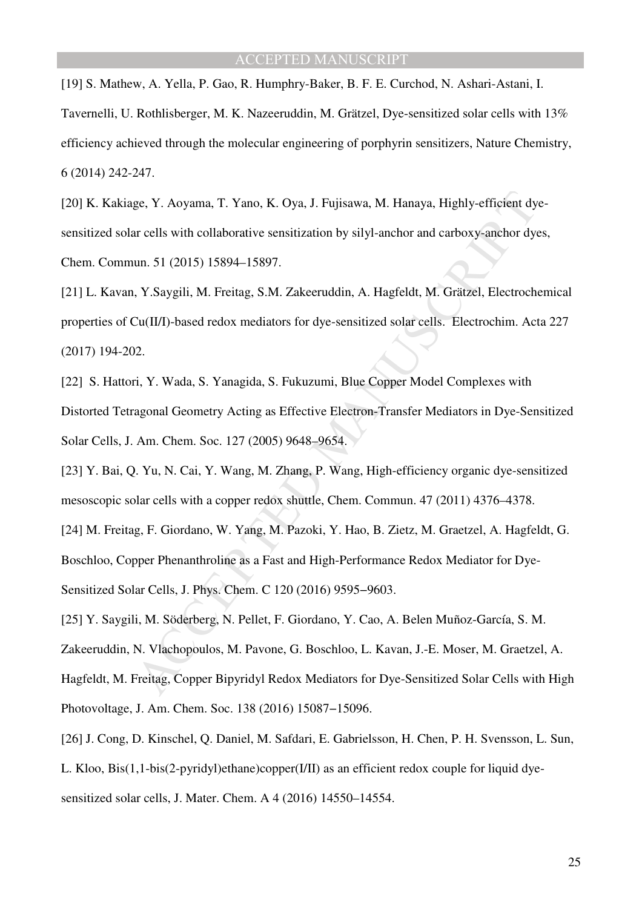[19] S. Mathew, A. Yella, P. Gao, R. Humphry-Baker, B. F. E. Curchod, N. Ashari-Astani, I. Tavernelli, U. Rothlisberger, M. K. Nazeeruddin, M. Grätzel, Dye-sensitized solar cells with 13% efficiency achieved through the molecular engineering of porphyrin sensitizers, Nature Chemistry, 6 (2014) 242-247.

[20] K. Kakiage, Y. Aoyama, T. Yano, K. Oya, J. Fujisawa, M. Hanaya, Highly-efficient dye-sensitized solar cells with collaborative sensitization by silyl-anchor and carboxy-anchor dyes, Chem. Commun. 51 (2015) 15894–15897.

[21] L. Kavan, Y.Saygili, M. Freitag, S.M. Zakeeruddin, A. Hagfeldt, M. Grätzel, Electrochemical properties of Cu(II/I)-based redox mediators for dye-sensitized solar cells. Electrochim. Acta 227 (2017) 194-202.

[22] S. Hattori, Y. Wada, S. Yanagida, S. Fukuzumi, Blue Copper Model Complexes with Distorted Tetragonal Geometry Acting as Effective Electron-Transfer Mediators in Dye-Sensitized Solar Cells, J. Am. Chem. Soc. 127 (2005) 9648–9654.

[23] Y. Bai, Q. Yu, N. Cai, Y. Wang, M. Zhang, P. Wang, High-efficiency organic dye-sensitized mesoscopic solar cells with a copper redox shuttle, Chem. Commun. 47 (2011) 4376–4378.

[24] M. Freitag, F. Giordano, W. Yang, M. Pazoki, Y. Hao, B. Zietz, M. Graetzel, A. Hagfeldt, G. Boschloo, Copper Phenanthroline as a Fast and High-Performance Redox Mediator for Dye-Sensitized Solar Cells, J. Phys. Chem. C 120 (2016) 9595−9603.

[25] Y. Saygili, M. Söderberg, N. Pellet, F. Giordano, Y. Cao, A. Belen Muñoz-García, S. M. Zakeeruddin, N. Vlachopoulos, M. Pavone, G. Boschloo, L. Kavan, J.-E. Moser, M. Graetzel, A. Hagfeldt, M. Freitag, Copper Bipyridyl Redox Mediators for Dye-Sensitized Solar Cells with High Photovoltage, J. Am. Chem. Soc. 138 (2016) 15087−15096.

[26] J. Cong, D. Kinschel, Q. Daniel, M. Safdari, E. Gabrielsson, H. Chen, P. H. Svensson, L. Sun, L. Kloo, Bis(1,1-bis(2-pyridyl)ethane)copper(I/II) as an efficient redox couple for liquid dye-sensitized solar cells, J. Mater. Chem. A 4 (2016) 14550–14554.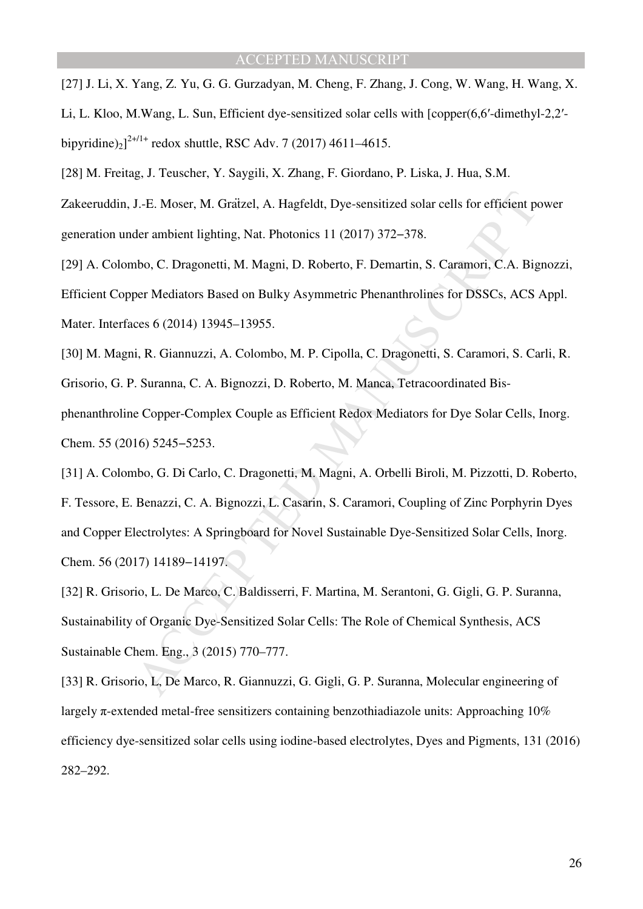[27] J. Li, X. Yang, Z. Yu, G. G. Gurzadyan, M. Cheng, F. Zhang, J. Cong, W. Wang, H. Wang, X. Li, L. Kloo, M.Wang, L. Sun, Efficient dye-sensitized solar cells with [copper(6,6′-dimethyl-2,2′-bipyridine)$_2$]$^{2+/1+}$ redox shuttle, RSC Adv. 7 (2017) 4611–4615.

[28] M. Freitag, J. Teuscher, Y. Saygili, X. Zhang, F. Giordano, P. Liska, J. Hua, S.M. Zakeeruddin, J.-E. Moser, M. Grätzel, A. Hagfeldt, Dye-sensitized solar cells for efficient power generation under ambient lighting, Nat. Photonics 11 (2017) 372−378.

[29] A. Colombo, C. Dragonetti, M. Magni, D. Roberto, F. Demartin, S. Caramori, C.A. Bignozzi, Efficient Copper Mediators Based on Bulky Asymmetric Phenanthrolines for DSSCs, ACS Appl. Mater. Interfaces 6 (2014) 13945–13955.

[30] M. Magni, R. Giannuzzi, A. Colombo, M. P. Cipolla, C. Dragonetti, S. Caramori, S. Carli, R. Grisorio, G. P. Suranna, C. A. Bignozzi, D. Roberto, M. Manca, Tetracoordinated Bis-phenanthroline Copper-Complex Couple as Efficient Redox Mediators for Dye Solar Cells, Inorg. Chem. 55 (2016) 5245−5253.

[31] A. Colombo, G. Di Carlo, C. Dragonetti, M. Magni, A. Orbelli Biroli, M. Pizzotti, D. Roberto, F. Tessore, E. Benazzi, C. A. Bignozzi, L. Casarin, S. Caramori, Coupling of Zinc Porphyrin Dyes and Copper Electrolytes: A Springboard for Novel Sustainable Dye-Sensitized Solar Cells, Inorg. Chem. 56 (2017) 14189−14197.

[32] R. Grisorio, L. De Marco, C. Baldisserri, F. Martina, M. Serantoni, G. Gigli, G. P. Suranna, Sustainability of Organic Dye-Sensitized Solar Cells: The Role of Chemical Synthesis, ACS Sustainable Chem. Eng., 3 (2015) 770–777.

[33] R. Grisorio, L. De Marco, R. Giannuzzi, G. Gigli, G. P. Suranna, Molecular engineering of largely π-extended metal-free sensitizers containing benzothiadiazole units: Approaching 10% efficiency dye-sensitized solar cells using iodine-based electrolytes, Dyes and Pigments, 131 (2016) 282–292.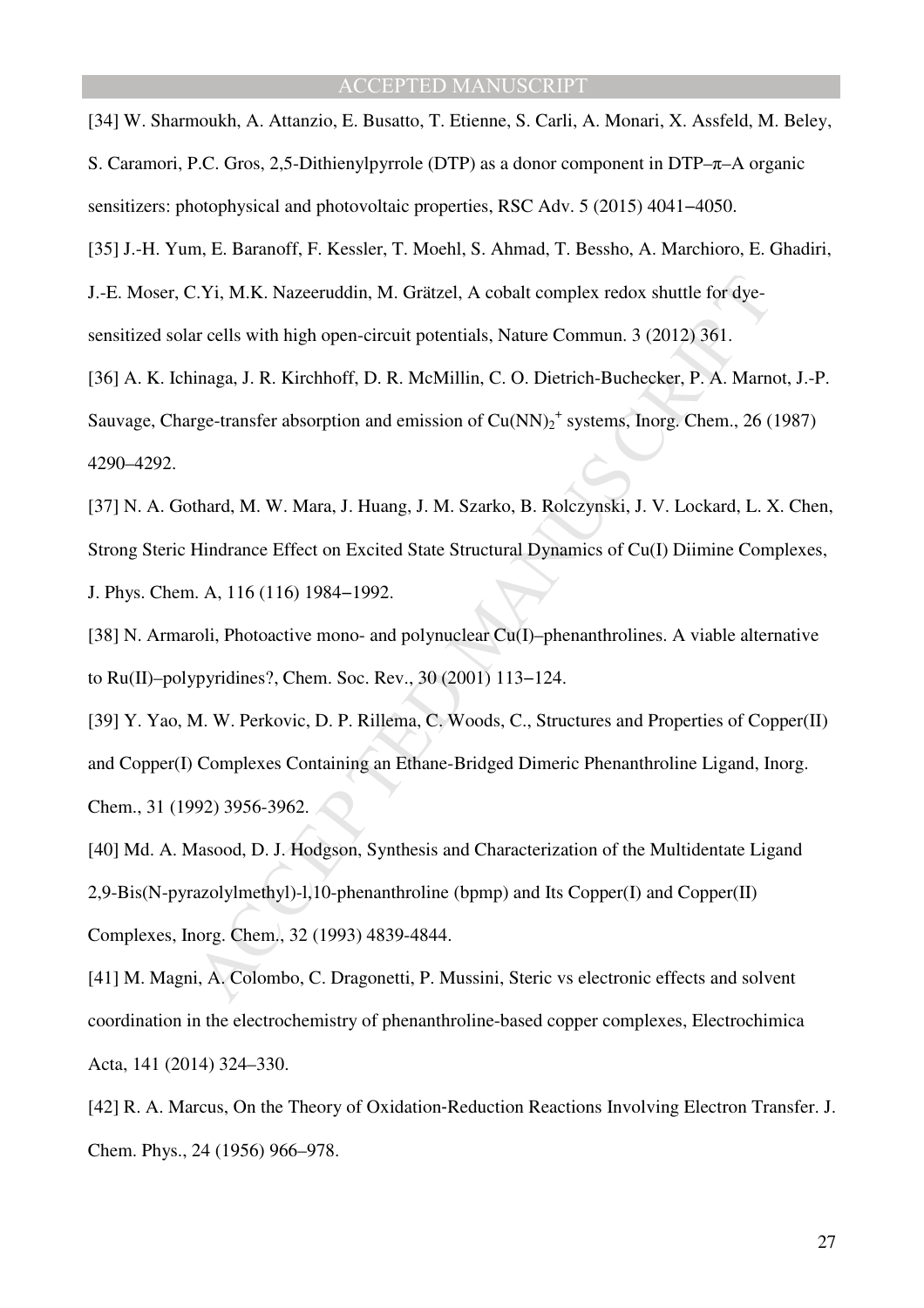[34] W. Sharmoukh, A. Attanzio, E. Busatto, T. Etienne, S. Carli, A. Monari, X. Assfeld, M. Beley, S. Caramori, P.C. Gros, 2,5-Dithienylpyrrole (DTP) as a donor component in DTP–π–A organic sensitizers: photophysical and photovoltaic properties, RSC Adv. 5 (2015) 4041–4050.

[35] J.-H. Yum, E. Baranoff, F. Kessler, T. Moehl, S. Ahmad, T. Bessho, A. Marchioro, E. Ghadiri, J.-E. Moser, C.Yi, M.K. Nazeeruddin, M. Grätzel, A cobalt complex redox shuttle for dye-sensitized solar cells with high open-circuit potentials, Nature Commun. 3 (2012) 361.

[36] A. K. Ichinaga, J. R. Kirchhoff, D. R. McMillin, C. O. Dietrich-Buchecker, P. A. Marnot, J.-P. Sauvage, Charge-transfer absorption and emission of $Cu(NN)_2^+$ systems, Inorg. Chem., 26 (1987) 4290–4292.

[37] N. A. Gothard, M. W. Mara, J. Huang, J. M. Szarko, B. Rolczynski, J. V. Lockard, L. X. Chen, Strong Steric Hindrance Effect on Excited State Structural Dynamics of Cu(I) Diimine Complexes, J. Phys. Chem. A, 116 (116) 1984–1992.

[38] N. Armaroli, Photoactive mono- and polynuclear Cu(I)–phenanthrolines. A viable alternative to Ru(II)–polypyridines?, Chem. Soc. Rev., 30 (2001) 113–124.

[39] Y. Yao, M. W. Perkovic, D. P. Rillema, C. Woods, C., Structures and Properties of Copper(II) and Copper(I) Complexes Containing an Ethane-Bridged Dimeric Phenanthroline Ligand, Inorg. Chem., 31 (1992) 3956-3962.

[40] Md. A. Masood, D. J. Hodgson, Synthesis and Characterization of the Multidentate Ligand 2,9-Bis(N-pyrazolylmethyl)-l,10-phenanthroline (bpmp) and Its Copper(I) and Copper(II) Complexes, Inorg. Chem., 32 (1993) 4839-4844.

[41] M. Magni, A. Colombo, C. Dragonetti, P. Mussini, Steric vs electronic effects and solvent coordination in the electrochemistry of phenanthroline-based copper complexes, Electrochimica Acta, 141 (2014) 324–330.

[42] R. A. Marcus, On the Theory of Oxidation-Reduction Reactions Involving Electron Transfer. J. Chem. Phys., 24 (1956) 966–978.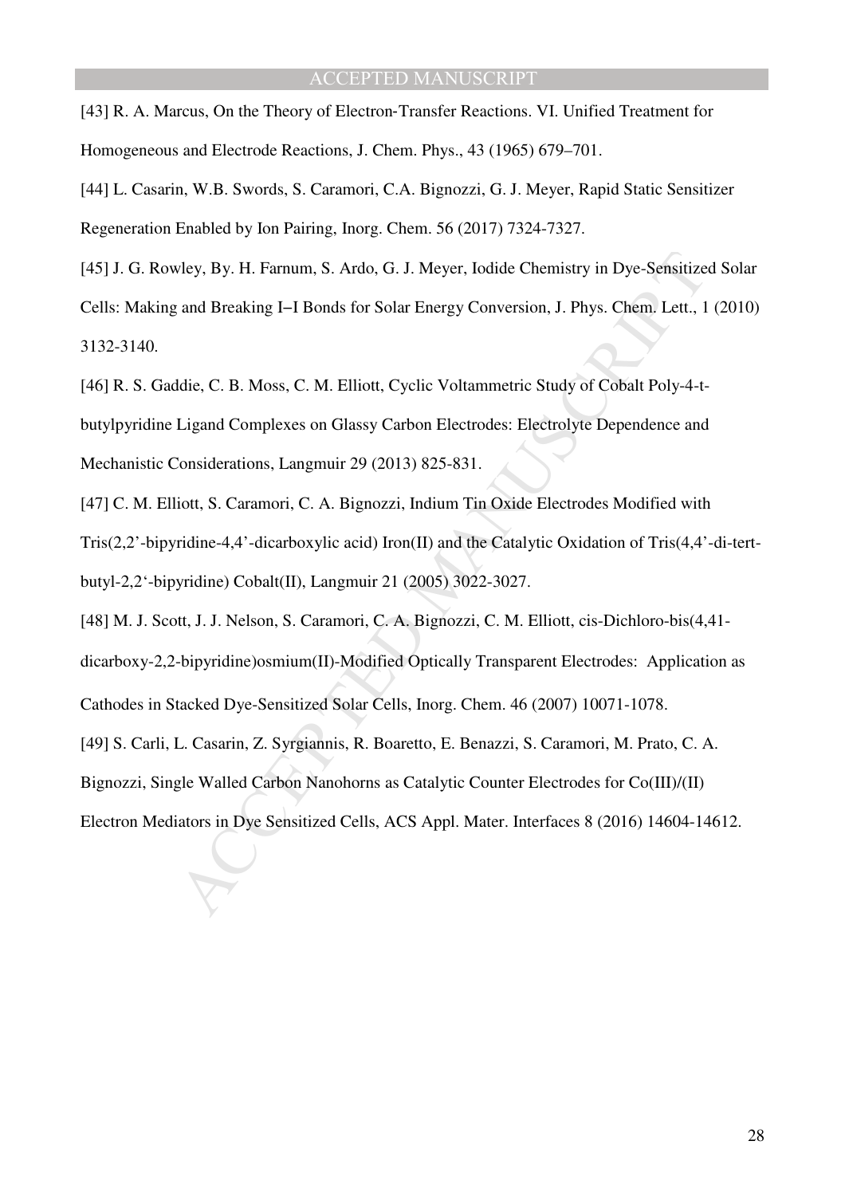[43] R. A. Marcus, On the Theory of Electron-Transfer Reactions. VI. Unified Treatment for Homogeneous and Electrode Reactions, J. Chem. Phys., 43 (1965) 679–701.

[44] L. Casarin, W.B. Swords, S. Caramori, C.A. Bignozzi, G. J. Meyer, Rapid Static Sensitizer Regeneration Enabled by Ion Pairing, Inorg. Chem. 56 (2017) 7324-7327.

[45] J. G. Rowley, By. H. Farnum, S. Ardo, G. J. Meyer, Iodide Chemistry in Dye-Sensitized Solar Cells: Making and Breaking I–I Bonds for Solar Energy Conversion, J. Phys. Chem. Lett., 1 (2010) 3132-3140.

[46] R. S. Gaddie, C. B. Moss, C. M. Elliott, Cyclic Voltammetric Study of Cobalt Poly-4-t-butylpyridine Ligand Complexes on Glassy Carbon Electrodes: Electrolyte Dependence and Mechanistic Considerations, Langmuir 29 (2013) 825-831.

[47] C. M. Elliott, S. Caramori, C. A. Bignozzi, Indium Tin Oxide Electrodes Modified with Tris(2,2'-bipyridine-4,4'-dicarboxylic acid) Iron(II) and the Catalytic Oxidation of Tris(4,4'-di-tert-butyl-2,2'-bipyridine) Cobalt(II), Langmuir 21 (2005) 3022-3027.

[48] M. J. Scott, J. J. Nelson, S. Caramori, C. A. Bignozzi, C. M. Elliott, cis-Dichloro-bis(4,41-dicarboxy-2,2-bipyridine)osmium(II)-Modified Optically Transparent Electrodes: Application as Cathodes in Stacked Dye-Sensitized Solar Cells, Inorg. Chem. 46 (2007) 10071-1078.

[49] S. Carli, L. Casarin, Z. Syrgiannis, R. Boaretto, E. Benazzi, S. Caramori, M. Prato, C. A. Bignozzi, Single Walled Carbon Nanohorns as Catalytic Counter Electrodes for Co(III)/(II) Electron Mediators in Dye Sensitized Cells, ACS Appl. Mater. Interfaces 8 (2016) 14604-14612.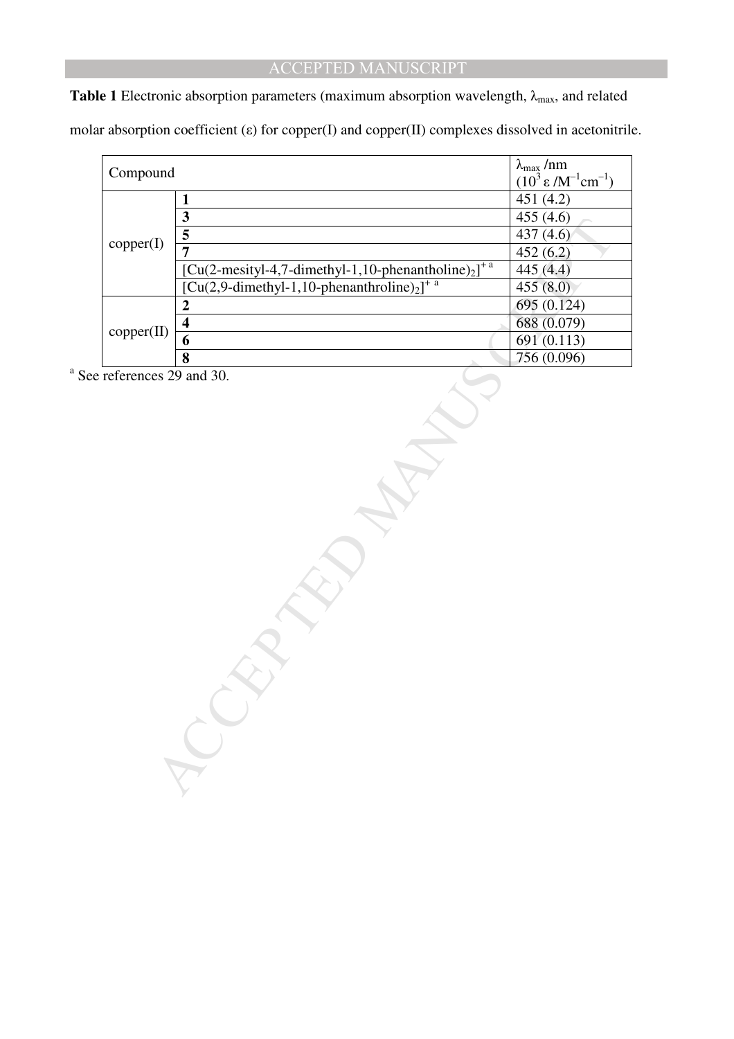**Table 1** Electronic absorption parameters (maximum absorption wavelength, $\lambda_{max}$, and related molar absorption coefficient (ε) for copper(I) and copper(II) complexes dissolved in acetonitrile.

| Compound | | $\lambda_{max}$ /nm ($10^3$ ε /$M^{-1}cm^{-1}$) |
|---|---|---|
| copper(I) | **1** | 451 (4.2) |
| | **3** | 455 (4.6) |
| | **5** | 437 (4.6) |
| | **7** | 452 (6.2) |
| | $[Cu(2\text{-mesityl-}4,7\text{-dimethyl-}1,10\text{-phenantholine})_2]^{+}$ [a] | 445 (4.4) |
| | $[Cu(2,9\text{-dimethyl-}1,10\text{-phenanthroline})_2]^{+}$ [a] | 455 (8.0) |
| copper(II) | **2** | 695 (0.124) |
| | **4** | 688 (0.079) |
| | **6** | 691 (0.113) |
| | **8** | 756 (0.096) |

[a] See references 29 and 30.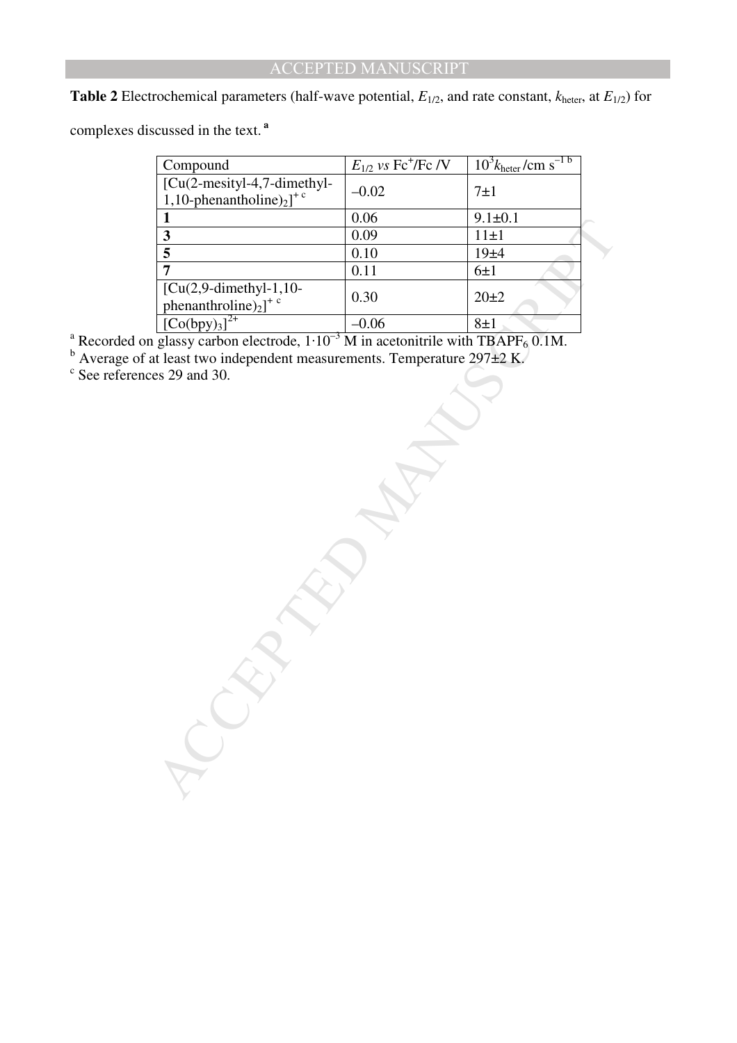**Table 2** Electrochemical parameters (half-wave potential, $E_{1/2}$, and rate constant, $k_{heter}$, at $E_{1/2}$) for complexes discussed in the text. [a]

| Compound | $E_{1/2}$ *vs* $Fc^{+}$/Fc /V | $10^{3}k_{heter}$ /cm $s^{-1}$ [b] |
|---|---|---|
| [Cu(2-mesityl-4,7-dimethyl-1,10-phenantholine)$_2$]$^{+}$ [c] | –0.02 | 7±1 |
| **1** | 0.06 | 9.1±0.1 |
| **3** | 0.09 | 11±1 |
| **5** | 0.10 | 19±4 |
| **7** | 0.11 | 6±1 |
| [Cu(2,9-dimethyl-1,10-phenanthroline)$_2$]$^{+}$ [c] | 0.30 | 20±2 |
| [Co(bpy)$_3$]$^{2+}$ | –0.06 | 8±1 |

[a] Recorded on glassy carbon electrode, $1{\cdot}10^{-3}$ M in acetonitrile with $TBAPF_6$ 0.1M.
[b] Average of at least two independent measurements. Temperature 297±2 K.
[c] See references 29 and 30.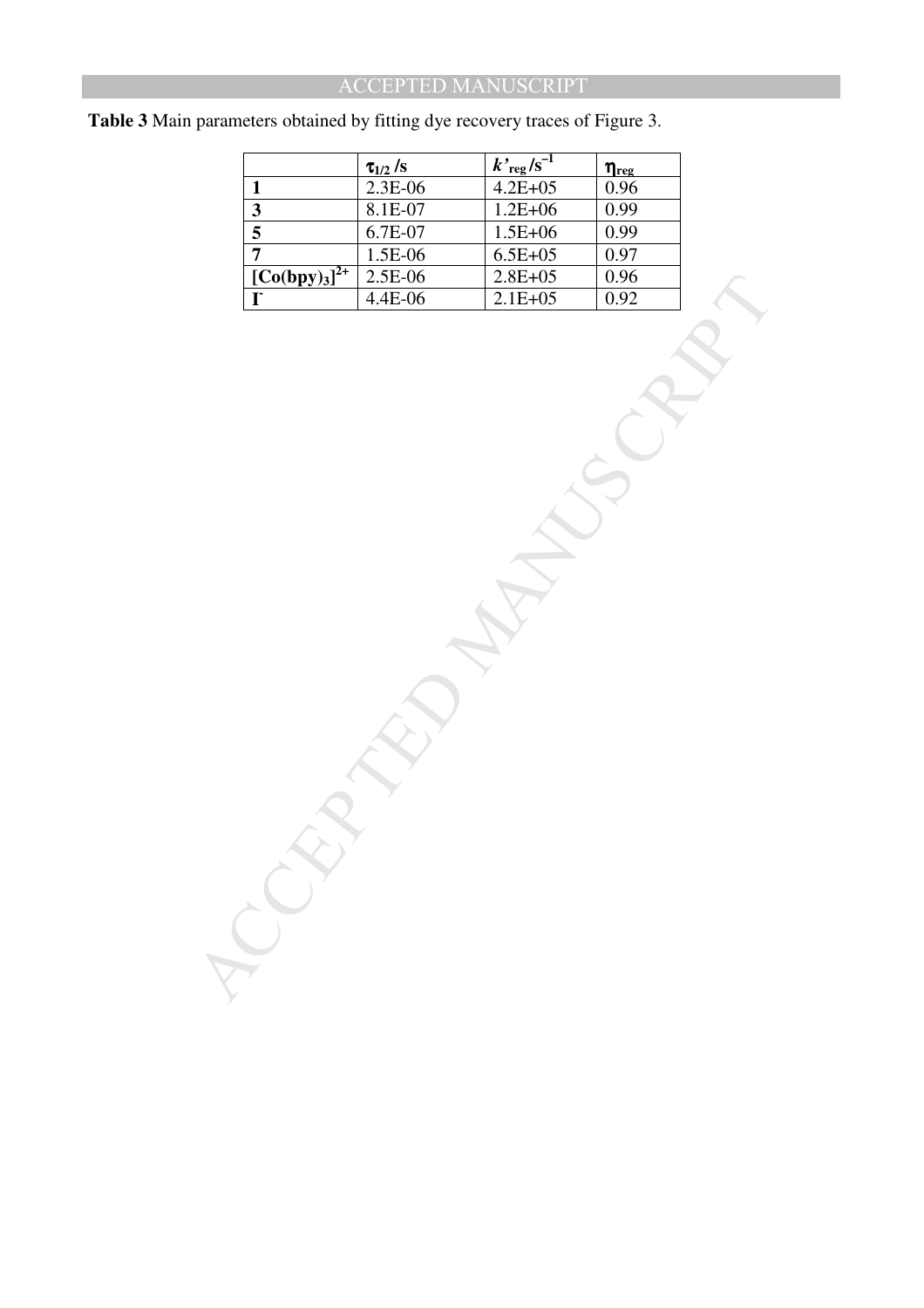**Table 3** Main parameters obtained by fitting dye recovery traces of Figure 3.

| | $\tau_{1/2}$ /s | $k'_{reg}$ /s$^{-1}$ | $\eta_{reg}$ |
|---|---|---|---|
| **1** | 2.3E-06 | 4.2E+05 | 0.96 |
| **3** | 8.1E-07 | 1.2E+06 | 0.99 |
| **5** | 6.7E-07 | 1.5E+06 | 0.99 |
| **7** | 1.5E-06 | 6.5E+05 | 0.97 |
| **$[Co(bpy)_3]^{2+}$** | 2.5E-06 | 2.8E+05 | 0.96 |
| **$I^-$** | 4.4E-06 | 2.1E+05 | 0.92 |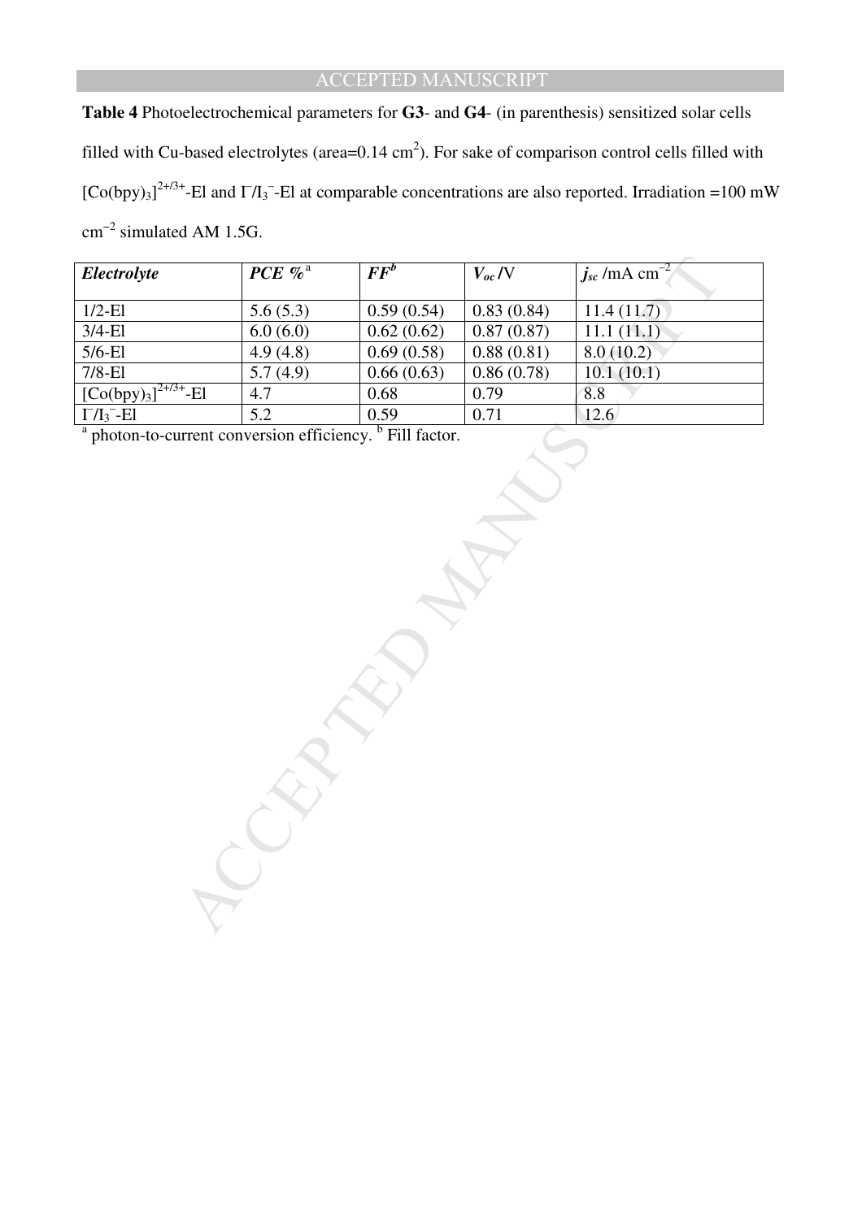**Table 4** Photoelectrochemical parameters for **G3**- and **G4**- (in parenthesis) sensitized solar cells filled with Cu-based electrolytes (area=0.14 $cm^2$). For sake of comparison control cells filled with $[Co(bpy)_3]^{2+/3+}$-El and $I^-/I_3^-$-El at comparable concentrations are also reported. Irradiation =100 mW $cm^{-2}$ simulated AM 1.5G.

| ***Electrolyte*** | ***PCE %***[a] | ***FF***[b] | $V_{oc}$ /V | $j_{sc}$ /mA $cm^{-2}$ |
|---|---|---|---|---|
| 1/2-El | 5.6 (5.3) | 0.59 (0.54) | 0.83 (0.84) | 11.4 (11.7) |
| 3/4-El | 6.0 (6.0) | 0.62 (0.62) | 0.87 (0.87) | 11.1 (11.1) |
| 5/6-El | 4.9 (4.8) | 0.69 (0.58) | 0.88 (0.81) | 8.0 (10.2) |
| 7/8-El | 5.7 (4.9) | 0.66 (0.63) | 0.86 (0.78) | 10.1 (10.1) |
| $[Co(bpy)_3]^{2+/3+}$-El | 4.7 | 0.68 | 0.79 | 8.8 |
| $I^-/I_3^-$-El | 5.2 | 0.59 | 0.71 | 12.6 |

[a] photon-to-current conversion efficiency. [b] Fill factor.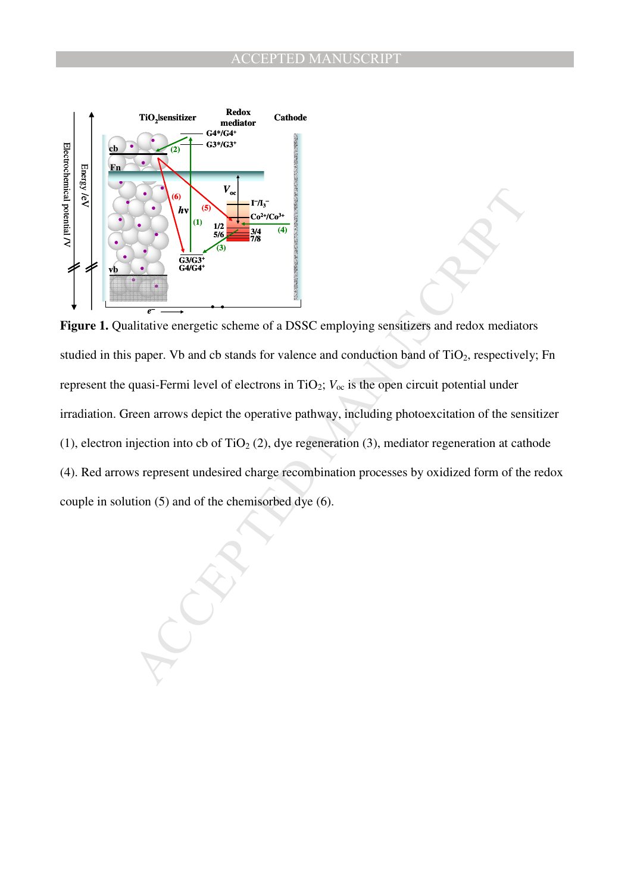**Figure 1.** Qualitative energetic scheme of a DSSC employing sensitizers and redox mediators studied in this paper. Vb and cb stands for valence and conduction band of $TiO_2$, respectively; Fn represent the quasi-Fermi level of electrons in $TiO_2$; $V_{oc}$ is the open circuit potential under irradiation. Green arrows depict the operative pathway, including photoexcitation of the sensitizer (1), electron injection into cb of $TiO_2$ (2), dye regeneration (3), mediator regeneration at cathode (4). Red arrows represent undesired charge recombination processes by oxidized form of the redox couple in solution (5) and of the chemisorbed dye (6).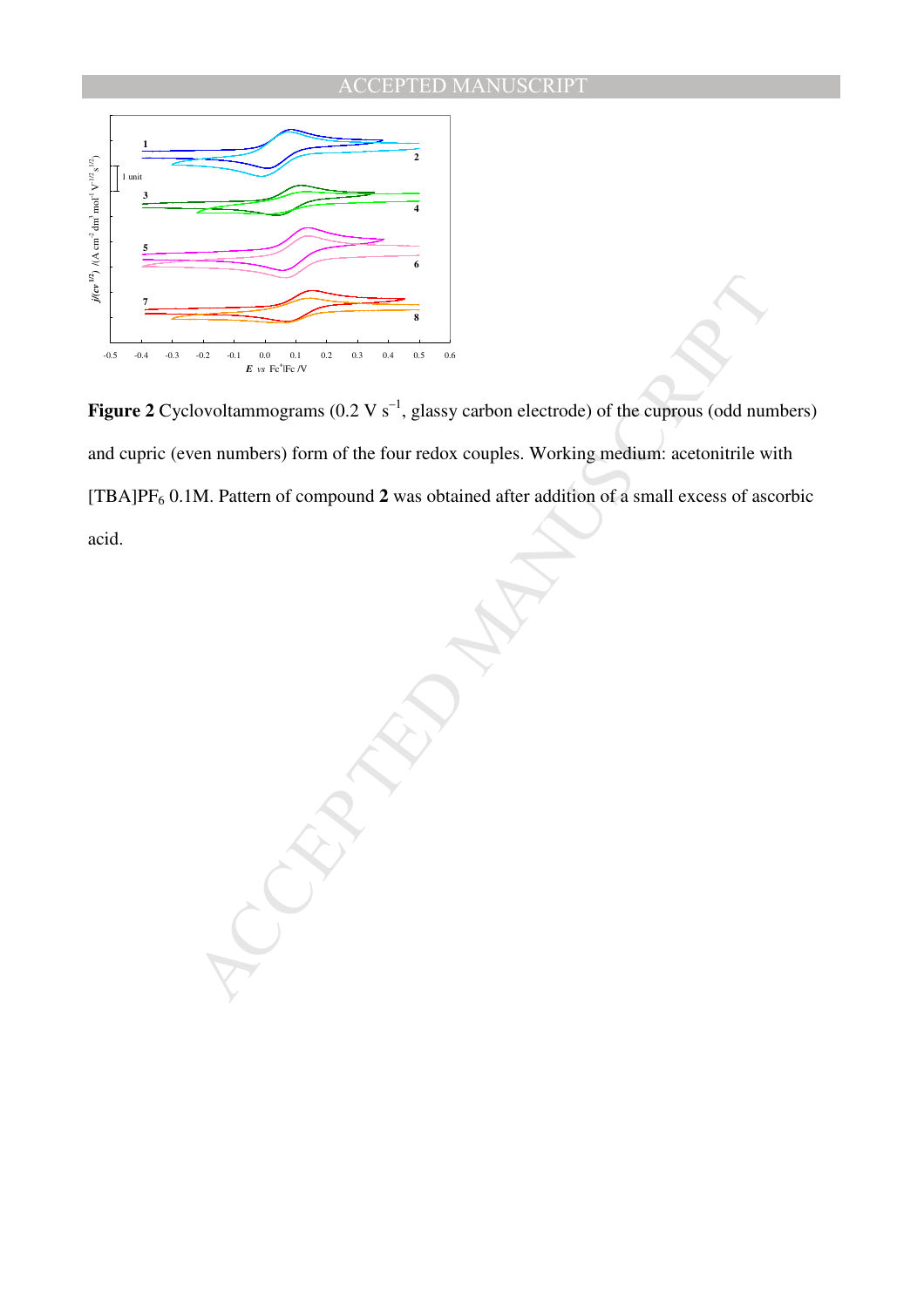**Figure 2** Cyclovoltammograms (0.2 V $s^{-1}$, glassy carbon electrode) of the cuprous (odd numbers) and cupric (even numbers) form of the four redox couples. Working medium: acetonitrile with $[TBA]PF_6$ 0.1M. Pattern of compound **2** was obtained after addition of a small excess of ascorbic acid.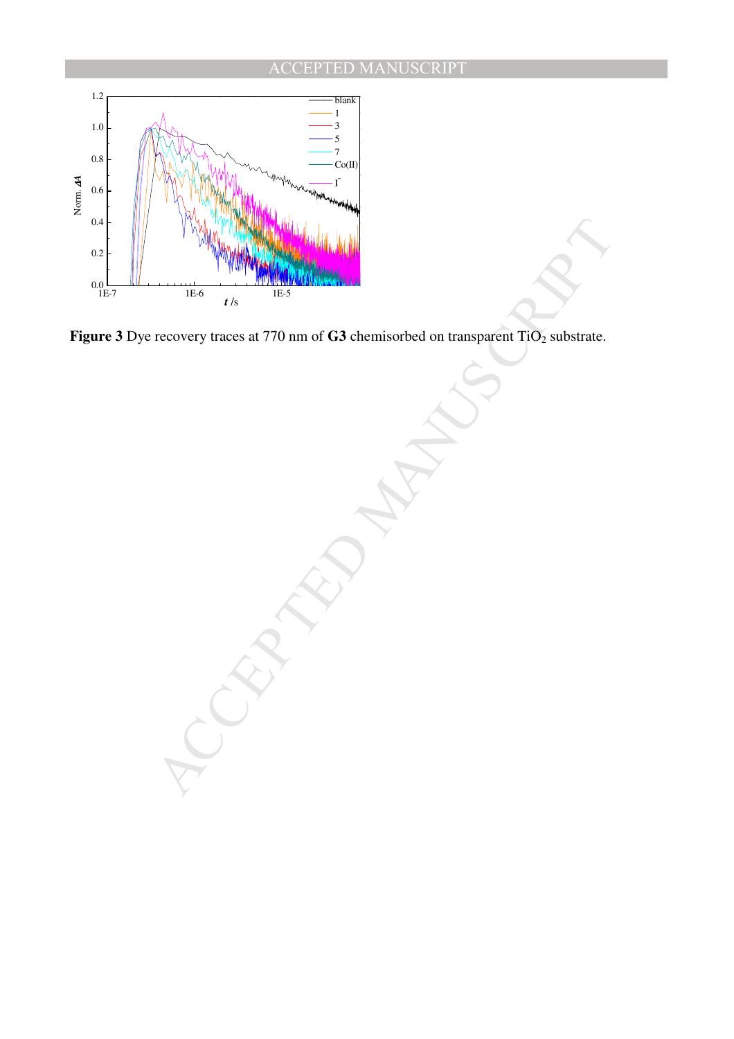**Figure 3** Dye recovery traces at 770 nm of **G3** chemisorbed on transparent $TiO_2$ substrate.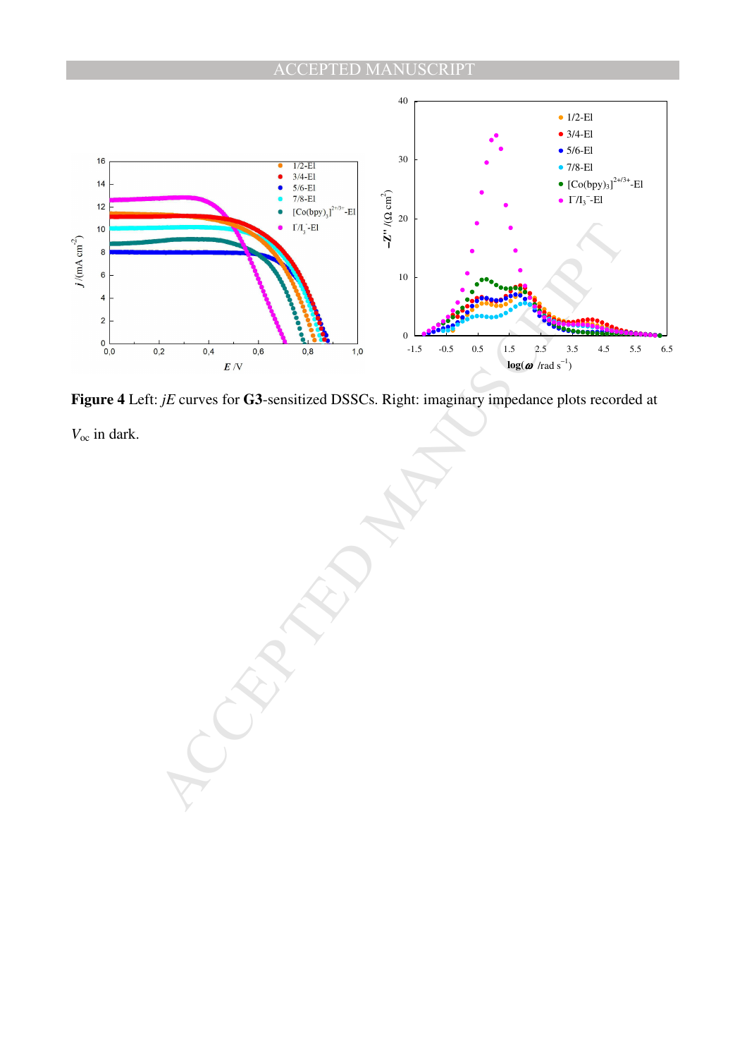**Figure 4** Left: *jE* curves for **G3**-sensitized DSSCs. Right: imaginary impedance plots recorded at $V_{oc}$ in dark.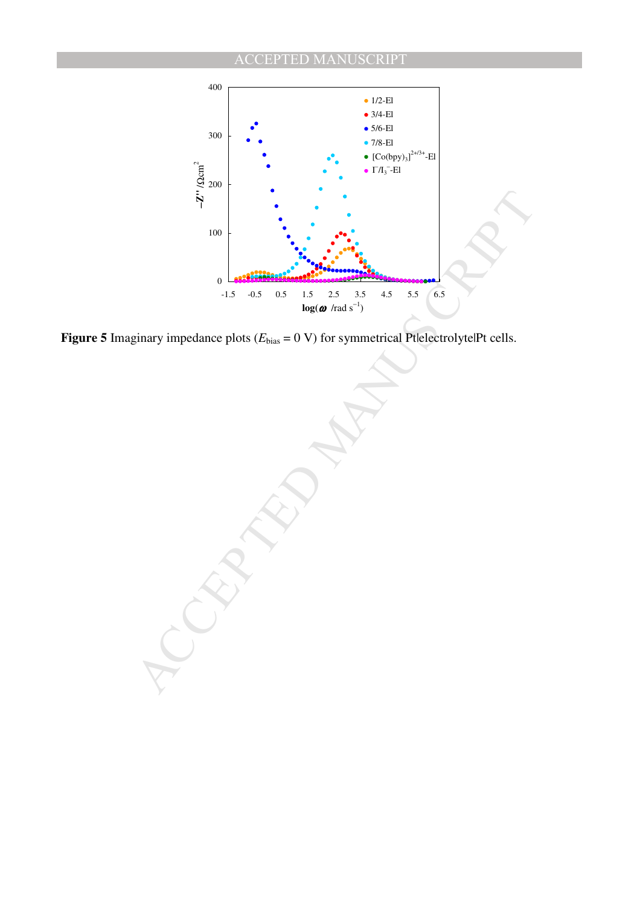**Figure 5** Imaginary impedance plots ($E_{\text{bias}}$ = 0 V) for symmetrical Pt|electrolyte|Pt cells.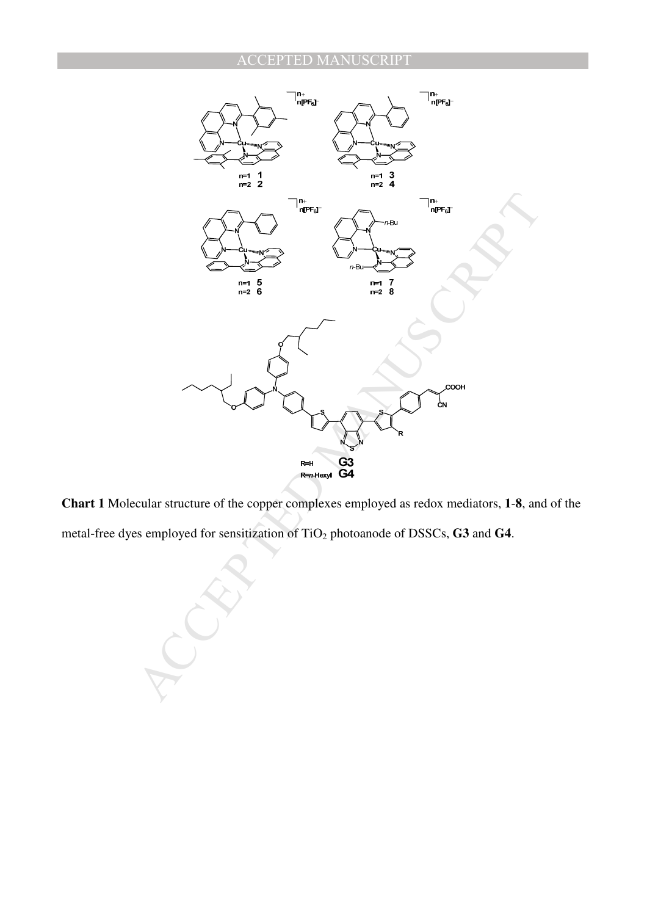**Chart 1** Molecular structure of the copper complexes employed as redox mediators, **1**-**8**, and of the metal-free dyes employed for sensitization of $TiO_2$ photoanode of DSSCs, **G3** and **G4**.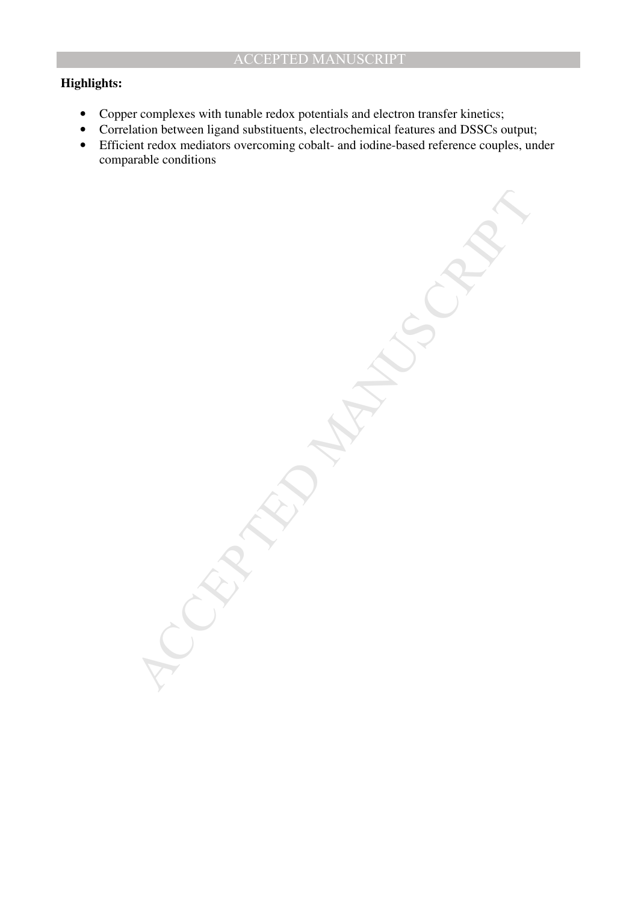**Highlights:**

- Copper complexes with tunable redox potentials and electron transfer kinetics;
- Correlation between ligand substituents, electrochemical features and DSSCs output;
- Efficient redox mediators overcoming cobalt- and iodine-based reference couples, under comparable conditions